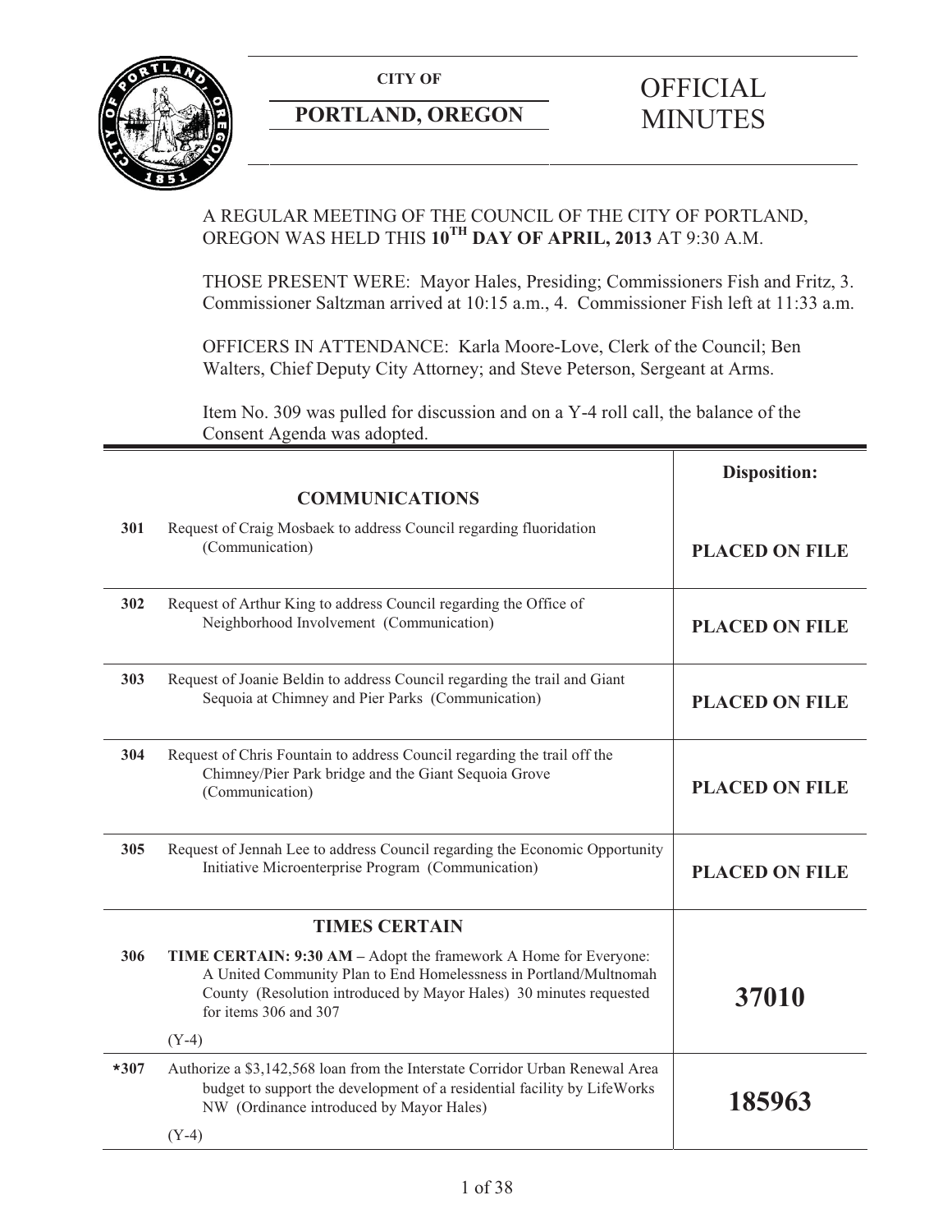**CITY OF**

**PORTLAND, OREGON**

# OFFICIAL MINUTES

A REGULAR MEETING OF THE COUNCIL OF THE CITY OF PORTLAND, OREGON WAS HELD THIS **10TH DAY OF APRIL, 2013** AT 9:30 A.M.

THOSE PRESENT WERE: Mayor Hales, Presiding; Commissioners Fish and Fritz, 3. Commissioner Saltzman arrived at 10:15 a.m., 4. Commissioner Fish left at 11:33 a.m.

OFFICERS IN ATTENDANCE: Karla Moore-Love, Clerk of the Council; Ben Walters, Chief Deputy City Attorney; and Steve Peterson, Sergeant at Arms.

Item No. 309 was pulled for discussion and on a Y-4 roll call, the balance of the Consent Agenda was adopted.

| | | **Disposition:** |
|---|---|---|
| | **COMMUNICATIONS** | |
| **301** | Request of Craig Mosbaek to address Council regarding fluoridation (Communication) | **PLACED ON FILE** |
| **302** | Request of Arthur King to address Council regarding the Office of Neighborhood Involvement (Communication) | **PLACED ON FILE** |
| **303** | Request of Joanie Beldin to address Council regarding the trail and Giant Sequoia at Chimney and Pier Parks (Communication) | **PLACED ON FILE** |
| **304** | Request of Chris Fountain to address Council regarding the trail off the Chimney/Pier Park bridge and the Giant Sequoia Grove (Communication) | **PLACED ON FILE** |
| **305** | Request of Jennah Lee to address Council regarding the Economic Opportunity Initiative Microenterprise Program (Communication) | **PLACED ON FILE** |
| | **TIMES CERTAIN** | |
| **306** | **TIME CERTAIN: 9:30 AM –** Adopt the framework A Home for Everyone: A United Community Plan to End Homelessness in Portland/Multnomah County (Resolution introduced by Mayor Hales) 30 minutes requested for items 306 and 307<br><br>(Y-4) | **37010** |
| ***307** | Authorize a $3,142,568 loan from the Interstate Corridor Urban Renewal Area budget to support the development of a residential facility by LifeWorks NW (Ordinance introduced by Mayor Hales)<br><br>(Y-4) | **185963** |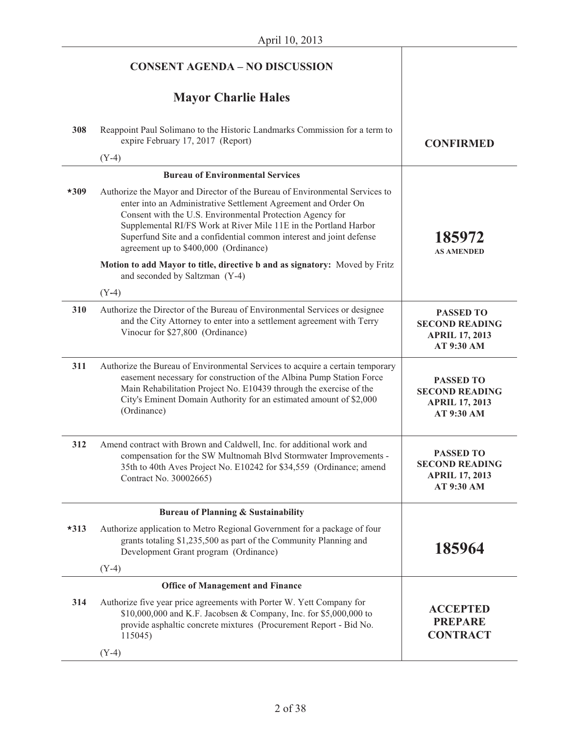April 10, 2013

| | CONSENT AGENDA – NO DISCUSSION | |
|---|---|---|
| | **Mayor Charlie Hales** | |
| 308 | Reappoint Paul Solimano to the Historic Landmarks Commission for a term to expire February 17, 2017 (Report)<br><br>(Y-4) | **CONFIRMED** |
| | **Bureau of Environmental Services** | |
| *309 | Authorize the Mayor and Director of the Bureau of Environmental Services to enter into an Administrative Settlement Agreement and Order On Consent with the U.S. Environmental Protection Agency for Supplemental RI/FS Work at River Mile 11E in the Portland Harbor Superfund Site and a confidential common interest and joint defense agreement up to $400,000 (Ordinance)<br><br>**Motion to add Mayor to title, directive b and as signatory:** Moved by Fritz and seconded by Saltzman (Y-4)<br><br>(Y-4) | **185972**<br>**AS AMENDED** |
| 310 | Authorize the Director of the Bureau of Environmental Services or designee and the City Attorney to enter into a settlement agreement with Terry Vinocur for $27,800 (Ordinance) | **PASSED TO SECOND READING APRIL 17, 2013 AT 9:30 AM** |
| 311 | Authorize the Bureau of Environmental Services to acquire a certain temporary easement necessary for construction of the Albina Pump Station Force Main Rehabilitation Project No. E10439 through the exercise of the City's Eminent Domain Authority for an estimated amount of $2,000 (Ordinance) | **PASSED TO SECOND READING APRIL 17, 2013 AT 9:30 AM** |
| 312 | Amend contract with Brown and Caldwell, Inc. for additional work and compensation for the SW Multnomah Blvd Stormwater Improvements - 35th to 40th Aves Project No. E10242 for $34,559 (Ordinance; amend Contract No. 30002665) | **PASSED TO SECOND READING APRIL 17, 2013 AT 9:30 AM** |
| | **Bureau of Planning & Sustainability** | |
| *313 | Authorize application to Metro Regional Government for a package of four grants totaling $1,235,500 as part of the Community Planning and Development Grant program (Ordinance)<br><br>(Y-4) | **185964** |
| | **Office of Management and Finance** | |
| 314 | Authorize five year price agreements with Porter W. Yett Company for $10,000,000 and K.F. Jacobsen & Company, Inc. for $5,000,000 to provide asphaltic concrete mixtures (Procurement Report - Bid No. 115045)<br><br>(Y-4) | **ACCEPTED PREPARE CONTRACT** |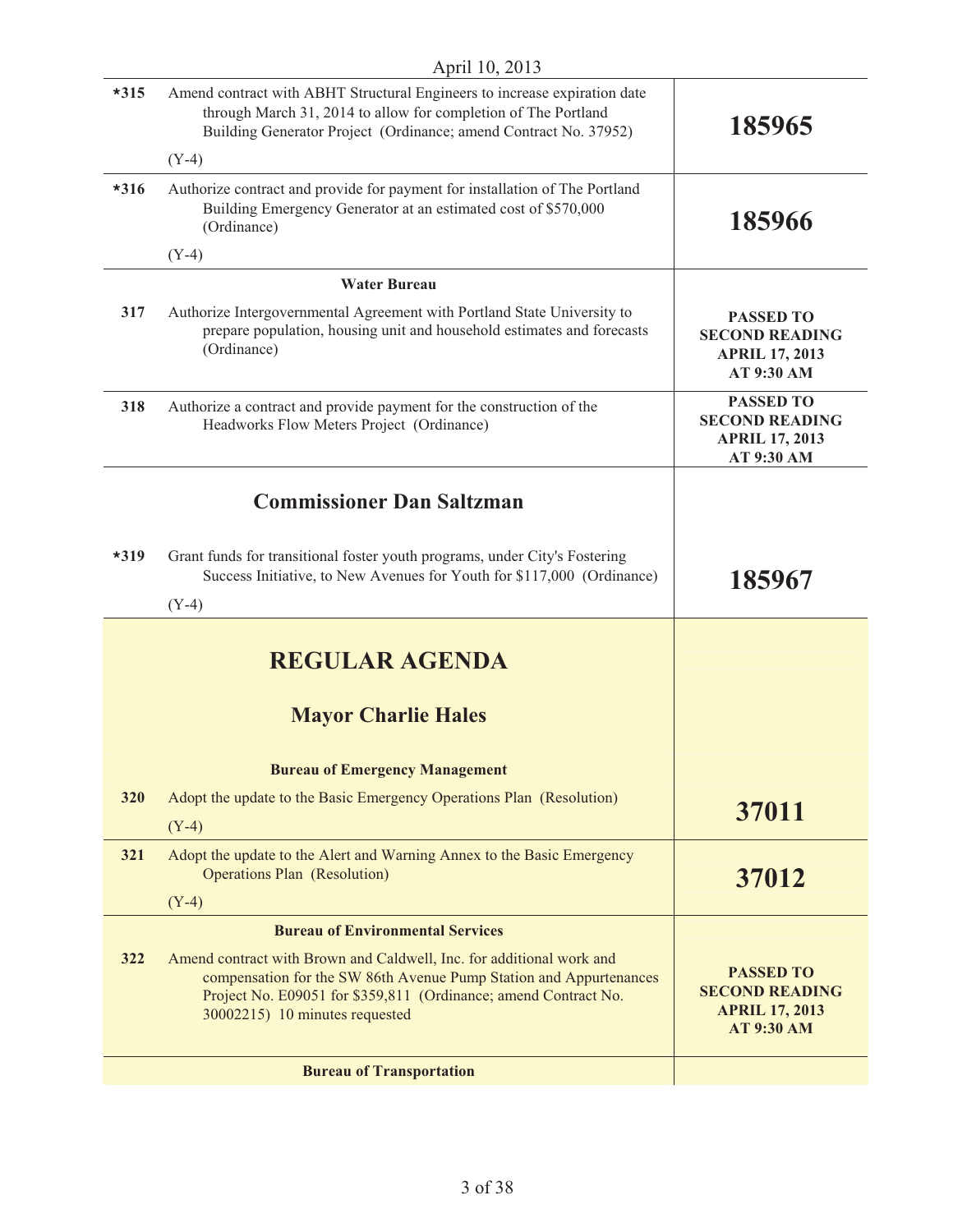April 10, 2013

| | | |
|---|---|---|
| *315 | Amend contract with ABHT Structural Engineers to increase expiration date through March 31, 2014 to allow for completion of The Portland Building Generator Project (Ordinance; amend Contract No. 37952)<br><br>(Y-4) | **185965** |
| *316 | Authorize contract and provide for payment for installation of The Portland Building Emergency Generator at an estimated cost of $570,000 (Ordinance)<br><br>(Y-4) | **185966** |
| | **Water Bureau** | |
| 317 | Authorize Intergovernmental Agreement with Portland State University to prepare population, housing unit and household estimates and forecasts (Ordinance) | **PASSED TO SECOND READING APRIL 17, 2013 AT 9:30 AM** |
| 318 | Authorize a contract and provide payment for the construction of the Headworks Flow Meters Project (Ordinance) | **PASSED TO SECOND READING APRIL 17, 2013 AT 9:30 AM** |

## Commissioner Dan Saltzman

| | | |
|---|---|---|
| *319 | Grant funds for transitional foster youth programs, under City's Fostering Success Initiative, to New Avenues for Youth for $117,000 (Ordinance)<br><br>(Y-4) | **185967** |

# REGULAR AGENDA

## Mayor Charlie Hales

| | | |
|---|---|---|
| | **Bureau of Emergency Management** | |
| 320 | Adopt the update to the Basic Emergency Operations Plan (Resolution)<br><br>(Y-4) | **37011** |
| 321 | Adopt the update to the Alert and Warning Annex to the Basic Emergency Operations Plan (Resolution)<br><br>(Y-4) | **37012** |
| | **Bureau of Environmental Services** | |
| 322 | Amend contract with Brown and Caldwell, Inc. for additional work and compensation for the SW 86th Avenue Pump Station and Appurtenances Project No. E09051 for $359,811 (Ordinance; amend Contract No. 30002215) 10 minutes requested | **PASSED TO SECOND READING APRIL 17, 2013 AT 9:30 AM** |
| | **Bureau of Transportation** | |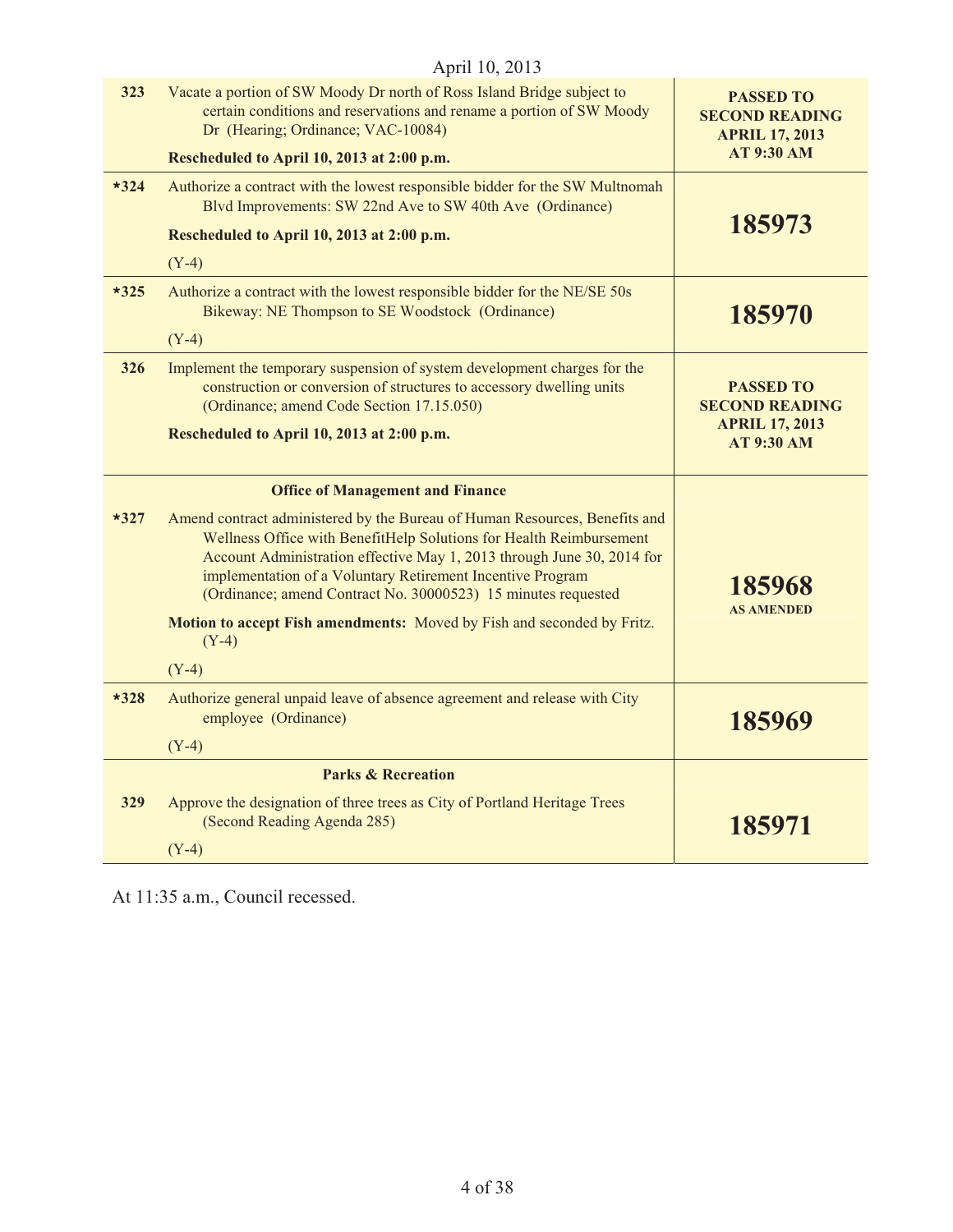April 10, 2013

| | | |
|---|---|---|
| 323 | Vacate a portion of SW Moody Dr north of Ross Island Bridge subject to certain conditions and reservations and rename a portion of SW Moody Dr (Hearing; Ordinance; VAC-10084)<br><br>**Rescheduled to April 10, 2013 at 2:00 p.m.** | **PASSED TO SECOND READING APRIL 17, 2013 AT 9:30 AM** |
| *324 | Authorize a contract with the lowest responsible bidder for the SW Multnomah Blvd Improvements: SW 22nd Ave to SW 40th Ave (Ordinance)<br><br>**Rescheduled to April 10, 2013 at 2:00 p.m.**<br><br>(Y-4) | **185973** |
| *325 | Authorize a contract with the lowest responsible bidder for the NE/SE 50s Bikeway: NE Thompson to SE Woodstock (Ordinance)<br><br>(Y-4) | **185970** |
| 326 | Implement the temporary suspension of system development charges for the construction or conversion of structures to accessory dwelling units (Ordinance; amend Code Section 17.15.050)<br><br>**Rescheduled to April 10, 2013 at 2:00 p.m.** | **PASSED TO SECOND READING APRIL 17, 2013 AT 9:30 AM** |
| | **Office of Management and Finance** | |
| *327 | Amend contract administered by the Bureau of Human Resources, Benefits and Wellness Office with BenefitHelp Solutions for Health Reimbursement Account Administration effective May 1, 2013 through June 30, 2014 for implementation of a Voluntary Retirement Incentive Program (Ordinance; amend Contract No. 30000523) 15 minutes requested<br><br>**Motion to accept Fish amendments:** Moved by Fish and seconded by Fritz. (Y-4)<br><br>(Y-4) | **185968** <br>**AS AMENDED** |
| *328 | Authorize general unpaid leave of absence agreement and release with City employee (Ordinance)<br><br>(Y-4) | **185969** |
| | **Parks & Recreation** | |
| 329 | Approve the designation of three trees as City of Portland Heritage Trees (Second Reading Agenda 285)<br><br>(Y-4) | **185971** |

At 11:35 a.m., Council recessed.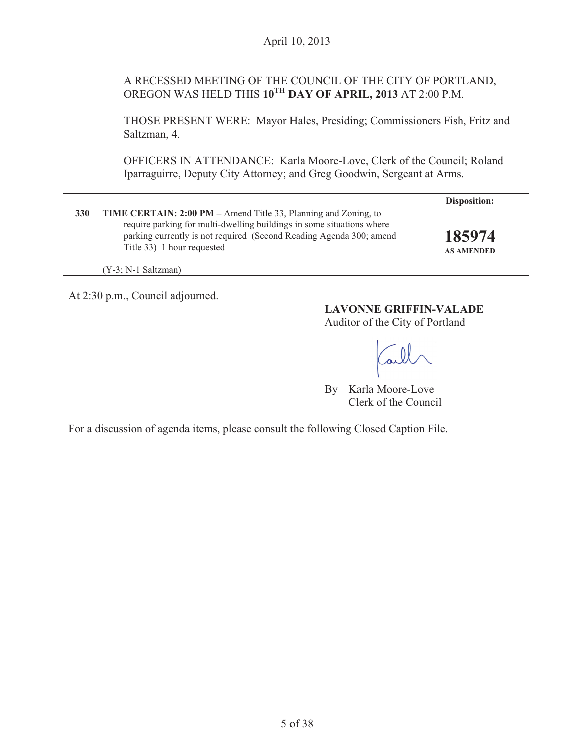April 10, 2013

A RECESSED MEETING OF THE COUNCIL OF THE CITY OF PORTLAND, OREGON WAS HELD THIS **10TH DAY OF APRIL, 2013** AT 2:00 P.M.

THOSE PRESENT WERE: Mayor Hales, Presiding; Commissioners Fish, Fritz and Saltzman, 4.

OFFICERS IN ATTENDANCE: Karla Moore-Love, Clerk of the Council; Roland Iparraguirre, Deputy City Attorney; and Greg Goodwin, Sergeant at Arms.

| | | Disposition: |
|---|---|---|
| **330** | **TIME CERTAIN: 2:00 PM –** Amend Title 33, Planning and Zoning, to require parking for multi-dwelling buildings in some situations where parking currently is not required (Second Reading Agenda 300; amend Title 33) 1 hour requested<br><br>(Y-3; N-1 Saltzman) | **185974**<br>**AS AMENDED** |

At 2:30 p.m., Council adjourned.

**LAVONNE GRIFFIN-VALADE**
Auditor of the City of Portland

By Karla Moore-Love
Clerk of the Council

For a discussion of agenda items, please consult the following Closed Caption File.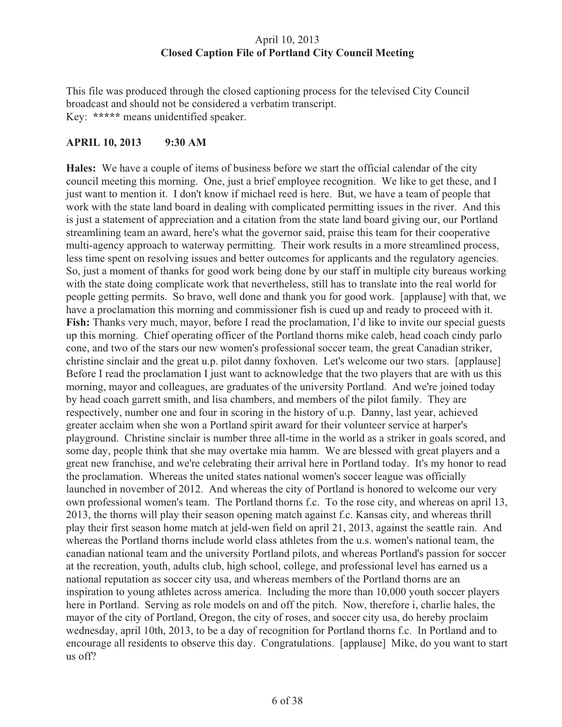April 10, 2013
**Closed Caption File of Portland City Council Meeting**

This file was produced through the closed captioning process for the televised City Council broadcast and should not be considered a verbatim transcript.
Key: **\*\*\*\*\*** means unidentified speaker.

**APRIL 10, 2013 9:30 AM**

**Hales:** We have a couple of items of business before we start the official calendar of the city council meeting this morning. One, just a brief employee recognition. We like to get these, and I just want to mention it. I don't know if michael reed is here. But, we have a team of people that work with the state land board in dealing with complicated permitting issues in the river. And this is just a statement of appreciation and a citation from the state land board giving our, our Portland streamlining team an award, here's what the governor said, praise this team for their cooperative multi-agency approach to waterway permitting. Their work results in a more streamlined process, less time spent on resolving issues and better outcomes for applicants and the regulatory agencies. So, just a moment of thanks for good work being done by our staff in multiple city bureaus working with the state doing complicate work that nevertheless, still has to translate into the real world for people getting permits. So bravo, well done and thank you for good work. [applause] with that, we have a proclamation this morning and commissioner fish is cued up and ready to proceed with it.
**Fish:** Thanks very much, mayor, before I read the proclamation, I'd like to invite our special guests up this morning. Chief operating officer of the Portland thorns mike caleb, head coach cindy parlo cone, and two of the stars our new women's professional soccer team, the great Canadian striker, christine sinclair and the great u.p. pilot danny foxhoven. Let's welcome our two stars. [applause] Before I read the proclamation I just want to acknowledge that the two players that are with us this morning, mayor and colleagues, are graduates of the university Portland. And we're joined today by head coach garrett smith, and lisa chambers, and members of the pilot family. They are respectively, number one and four in scoring in the history of u.p. Danny, last year, achieved greater acclaim when she won a Portland spirit award for their volunteer service at harper's playground. Christine sinclair is number three all-time in the world as a striker in goals scored, and some day, people think that she may overtake mia hamm. We are blessed with great players and a great new franchise, and we're celebrating their arrival here in Portland today. It's my honor to read the proclamation. Whereas the united states national women's soccer league was officially launched in november of 2012. And whereas the city of Portland is honored to welcome our very own professional women's team. The Portland thorns f.c. To the rose city, and whereas on april 13, 2013, the thorns will play their season opening match against f.c. Kansas city, and whereas thrill play their first season home match at jeld-wen field on april 21, 2013, against the seattle rain. And whereas the Portland thorns include world class athletes from the u.s. women's national team, the canadian national team and the university Portland pilots, and whereas Portland's passion for soccer at the recreation, youth, adults club, high school, college, and professional level has earned us a national reputation as soccer city usa, and whereas members of the Portland thorns are an inspiration to young athletes across america. Including the more than 10,000 youth soccer players here in Portland. Serving as role models on and off the pitch. Now, therefore i, charlie hales, the mayor of the city of Portland, Oregon, the city of roses, and soccer city usa, do hereby proclaim wednesday, april 10th, 2013, to be a day of recognition for Portland thorns f.c. In Portland and to encourage all residents to observe this day. Congratulations. [applause] Mike, do you want to start us off?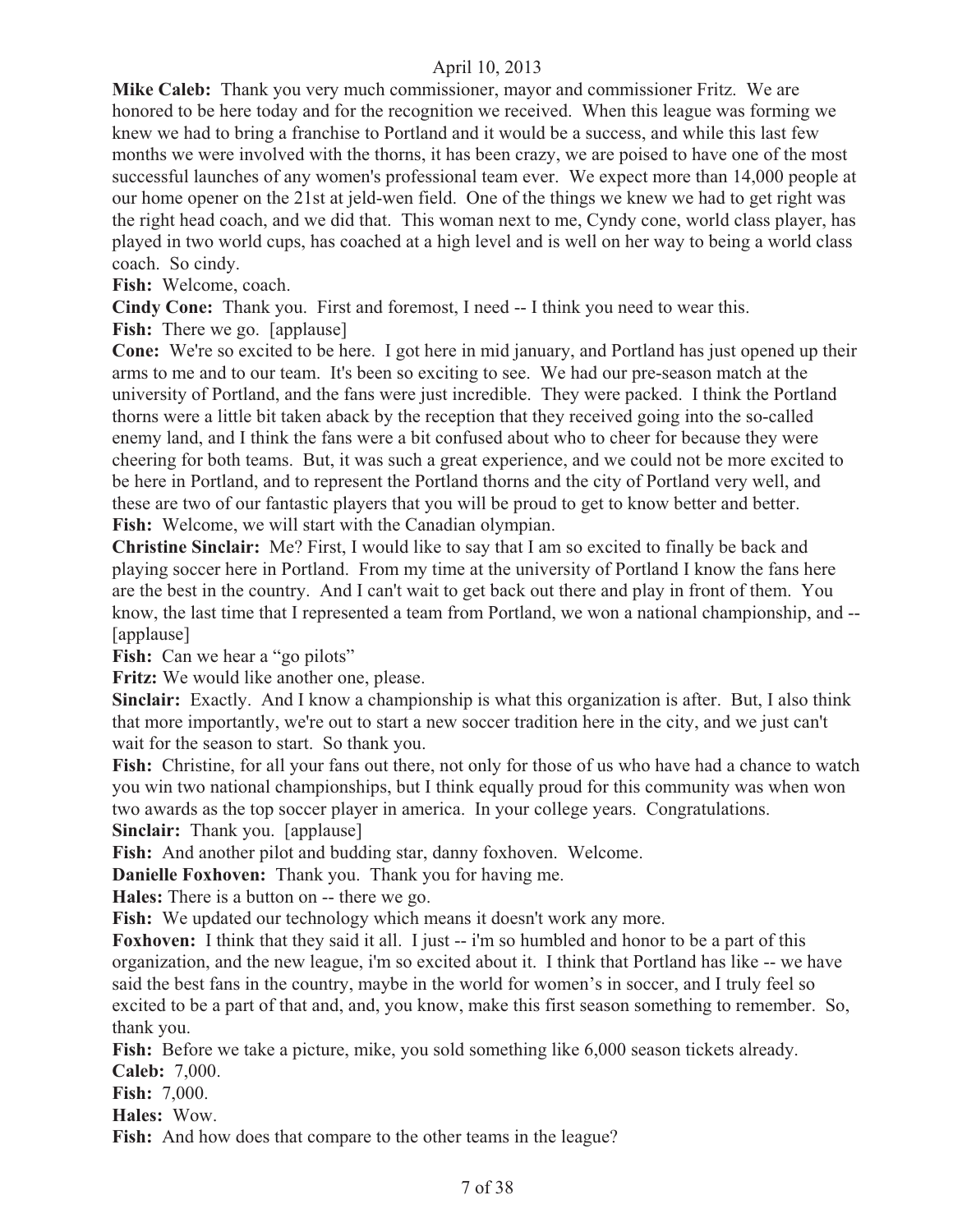**Mike Caleb:** Thank you very much commissioner, mayor and commissioner Fritz. We are honored to be here today and for the recognition we received. When this league was forming we knew we had to bring a franchise to Portland and it would be a success, and while this last few months we were involved with the thorns, it has been crazy, we are poised to have one of the most successful launches of any women's professional team ever. We expect more than 14,000 people at our home opener on the 21st at jeld-wen field. One of the things we knew we had to get right was the right head coach, and we did that. This woman next to me, Cyndy cone, world class player, has played in two world cups, has coached at a high level and is well on her way to being a world class coach. So cindy.

**Fish:** Welcome, coach.

**Cindy Cone:** Thank you. First and foremost, I need -- I think you need to wear this.

**Fish:** There we go. [applause]

**Cone:** We're so excited to be here. I got here in mid january, and Portland has just opened up their arms to me and to our team. It's been so exciting to see. We had our pre-season match at the university of Portland, and the fans were just incredible. They were packed. I think the Portland thorns were a little bit taken aback by the reception that they received going into the so-called enemy land, and I think the fans were a bit confused about who to cheer for because they were cheering for both teams. But, it was such a great experience, and we could not be more excited to be here in Portland, and to represent the Portland thorns and the city of Portland very well, and these are two of our fantastic players that you will be proud to get to know better and better.

**Fish:** Welcome, we will start with the Canadian olympian.

**Christine Sinclair:** Me? First, I would like to say that I am so excited to finally be back and playing soccer here in Portland. From my time at the university of Portland I know the fans here are the best in the country. And I can't wait to get back out there and play in front of them. You know, the last time that I represented a team from Portland, we won a national championship, and -- [applause]

**Fish:** Can we hear a "go pilots"

**Fritz:** We would like another one, please.

**Sinclair:** Exactly. And I know a championship is what this organization is after. But, I also think that more importantly, we're out to start a new soccer tradition here in the city, and we just can't wait for the season to start. So thank you.

**Fish:** Christine, for all your fans out there, not only for those of us who have had a chance to watch you win two national championships, but I think equally proud for this community was when won two awards as the top soccer player in america. In your college years. Congratulations.

**Sinclair:** Thank you. [applause]

**Fish:** And another pilot and budding star, danny foxhoven. Welcome.

**Danielle Foxhoven:** Thank you. Thank you for having me.

**Hales:** There is a button on -- there we go.

**Fish:** We updated our technology which means it doesn't work any more.

**Foxhoven:** I think that they said it all. I just -- i'm so humbled and honor to be a part of this organization, and the new league, i'm so excited about it. I think that Portland has like -- we have said the best fans in the country, maybe in the world for women's in soccer, and I truly feel so excited to be a part of that and, and, you know, make this first season something to remember. So, thank you.

**Fish:** Before we take a picture, mike, you sold something like 6,000 season tickets already.

**Caleb:** 7,000.

**Fish:** 7,000.

**Hales:** Wow.

**Fish:** And how does that compare to the other teams in the league?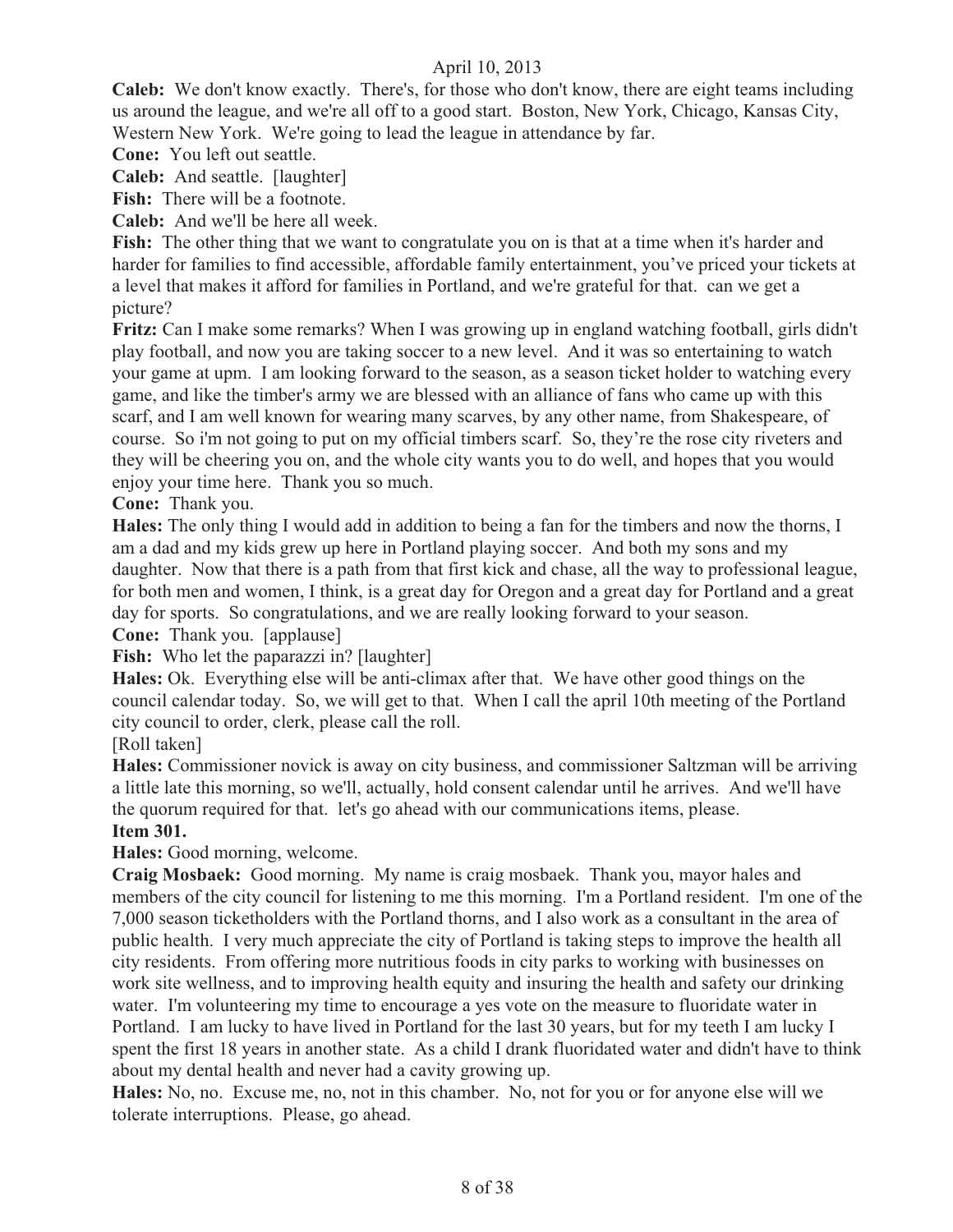**Caleb:** We don't know exactly. There's, for those who don't know, there are eight teams including us around the league, and we're all off to a good start. Boston, New York, Chicago, Kansas City, Western New York. We're going to lead the league in attendance by far.

**Cone:** You left out seattle.

**Caleb:** And seattle. [laughter]

**Fish:** There will be a footnote.

**Caleb:** And we'll be here all week.

**Fish:** The other thing that we want to congratulate you on is that at a time when it's harder and harder for families to find accessible, affordable family entertainment, you've priced your tickets at a level that makes it afford for families in Portland, and we're grateful for that. can we get a picture?

**Fritz:** Can I make some remarks? When I was growing up in england watching football, girls didn't play football, and now you are taking soccer to a new level. And it was so entertaining to watch your game at upm. I am looking forward to the season, as a season ticket holder to watching every game, and like the timber's army we are blessed with an alliance of fans who came up with this scarf, and I am well known for wearing many scarves, by any other name, from Shakespeare, of course. So i'm not going to put on my official timbers scarf. So, they're the rose city riveters and they will be cheering you on, and the whole city wants you to do well, and hopes that you would enjoy your time here. Thank you so much.

**Cone:** Thank you.

**Hales:** The only thing I would add in addition to being a fan for the timbers and now the thorns, I am a dad and my kids grew up here in Portland playing soccer. And both my sons and my daughter. Now that there is a path from that first kick and chase, all the way to professional league, for both men and women, I think, is a great day for Oregon and a great day for Portland and a great day for sports. So congratulations, and we are really looking forward to your season.

**Cone:** Thank you. [applause]

**Fish:** Who let the paparazzi in? [laughter]

**Hales:** Ok. Everything else will be anti-climax after that. We have other good things on the council calendar today. So, we will get to that. When I call the april 10th meeting of the Portland city council to order, clerk, please call the roll.

[Roll taken]

**Hales:** Commissioner novick is away on city business, and commissioner Saltzman will be arriving a little late this morning, so we'll, actually, hold consent calendar until he arrives. And we'll have the quorum required for that. let's go ahead with our communications items, please.

**Item 301.**

**Hales:** Good morning, welcome.

**Craig Mosbaek:** Good morning. My name is craig mosbaek. Thank you, mayor hales and members of the city council for listening to me this morning. I'm a Portland resident. I'm one of the 7,000 season ticketholders with the Portland thorns, and I also work as a consultant in the area of public health. I very much appreciate the city of Portland is taking steps to improve the health all city residents. From offering more nutritious foods in city parks to working with businesses on work site wellness, and to improving health equity and insuring the health and safety our drinking water. I'm volunteering my time to encourage a yes vote on the measure to fluoridate water in Portland. I am lucky to have lived in Portland for the last 30 years, but for my teeth I am lucky I spent the first 18 years in another state. As a child I drank fluoridated water and didn't have to think about my dental health and never had a cavity growing up.

**Hales:** No, no. Excuse me, no, not in this chamber. No, not for you or for anyone else will we tolerate interruptions. Please, go ahead.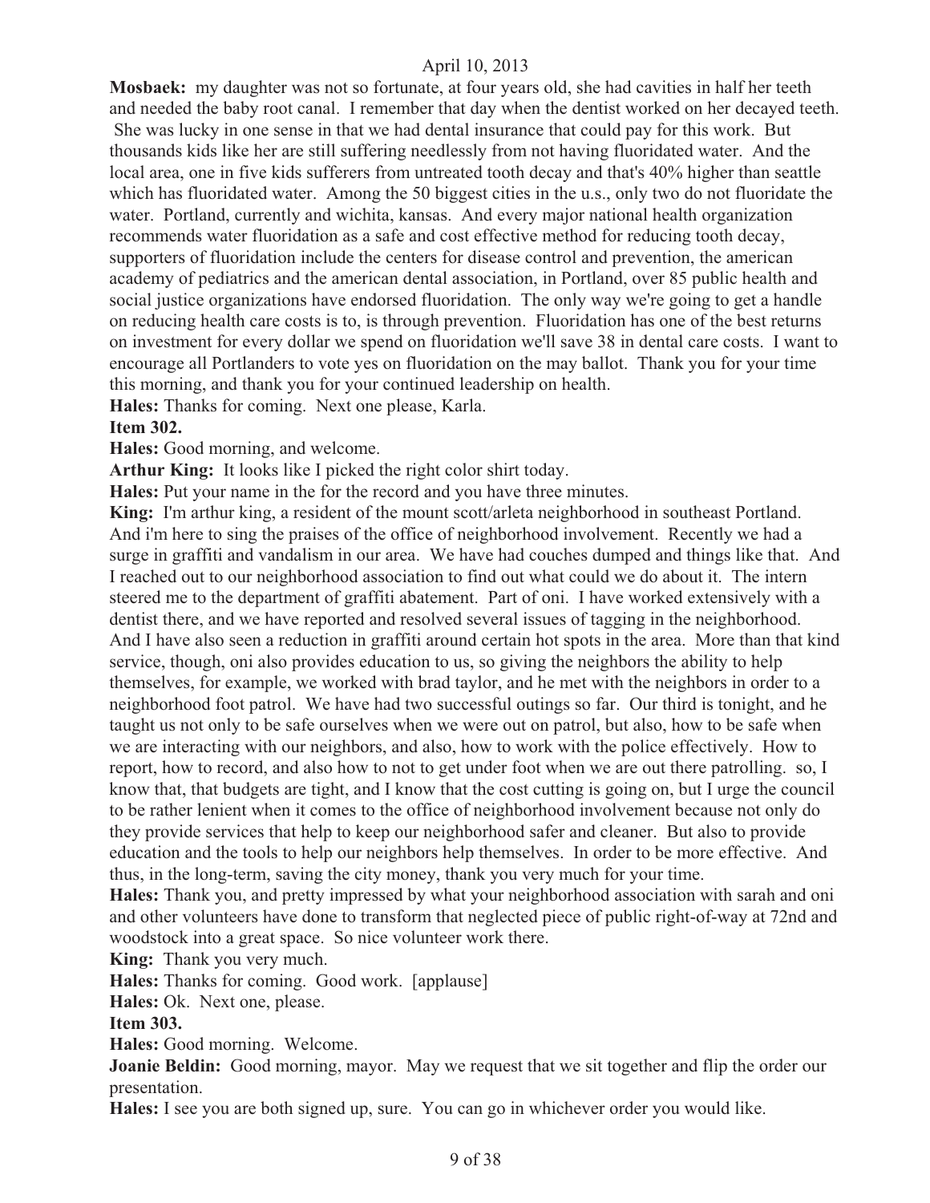**Mosbaek:** my daughter was not so fortunate, at four years old, she had cavities in half her teeth and needed the baby root canal. I remember that day when the dentist worked on her decayed teeth. She was lucky in one sense in that we had dental insurance that could pay for this work. But thousands kids like her are still suffering needlessly from not having fluoridated water. And the local area, one in five kids sufferers from untreated tooth decay and that's 40% higher than seattle which has fluoridated water. Among the 50 biggest cities in the u.s., only two do not fluoridate the water. Portland, currently and wichita, kansas. And every major national health organization recommends water fluoridation as a safe and cost effective method for reducing tooth decay, supporters of fluoridation include the centers for disease control and prevention, the american academy of pediatrics and the american dental association, in Portland, over 85 public health and social justice organizations have endorsed fluoridation. The only way we're going to get a handle on reducing health care costs is to, is through prevention. Fluoridation has one of the best returns on investment for every dollar we spend on fluoridation we'll save 38 in dental care costs. I want to encourage all Portlanders to vote yes on fluoridation on the may ballot. Thank you for your time this morning, and thank you for your continued leadership on health.

**Hales:** Thanks for coming. Next one please, Karla.

**Item 302.**

**Hales:** Good morning, and welcome.

**Arthur King:** It looks like I picked the right color shirt today.

**Hales:** Put your name in the for the record and you have three minutes.

**King:** I'm arthur king, a resident of the mount scott/arleta neighborhood in southeast Portland. And i'm here to sing the praises of the office of neighborhood involvement. Recently we had a surge in graffiti and vandalism in our area. We have had couches dumped and things like that. And I reached out to our neighborhood association to find out what could we do about it. The intern steered me to the department of graffiti abatement. Part of oni. I have worked extensively with a dentist there, and we have reported and resolved several issues of tagging in the neighborhood. And I have also seen a reduction in graffiti around certain hot spots in the area. More than that kind service, though, oni also provides education to us, so giving the neighbors the ability to help themselves, for example, we worked with brad taylor, and he met with the neighbors in order to a neighborhood foot patrol. We have had two successful outings so far. Our third is tonight, and he taught us not only to be safe ourselves when we were out on patrol, but also, how to be safe when we are interacting with our neighbors, and also, how to work with the police effectively. How to report, how to record, and also how to not to get under foot when we are out there patrolling. so, I know that, that budgets are tight, and I know that the cost cutting is going on, but I urge the council to be rather lenient when it comes to the office of neighborhood involvement because not only do they provide services that help to keep our neighborhood safer and cleaner. But also to provide education and the tools to help our neighbors help themselves. In order to be more effective. And thus, in the long-term, saving the city money, thank you very much for your time.

**Hales:** Thank you, and pretty impressed by what your neighborhood association with sarah and oni and other volunteers have done to transform that neglected piece of public right-of-way at 72nd and woodstock into a great space. So nice volunteer work there.

**King:** Thank you very much.

**Hales:** Thanks for coming. Good work. [applause]

**Hales:** Ok. Next one, please.

**Item 303.**

**Hales:** Good morning. Welcome.

**Joanie Beldin:** Good morning, mayor. May we request that we sit together and flip the order our presentation.

**Hales:** I see you are both signed up, sure. You can go in whichever order you would like.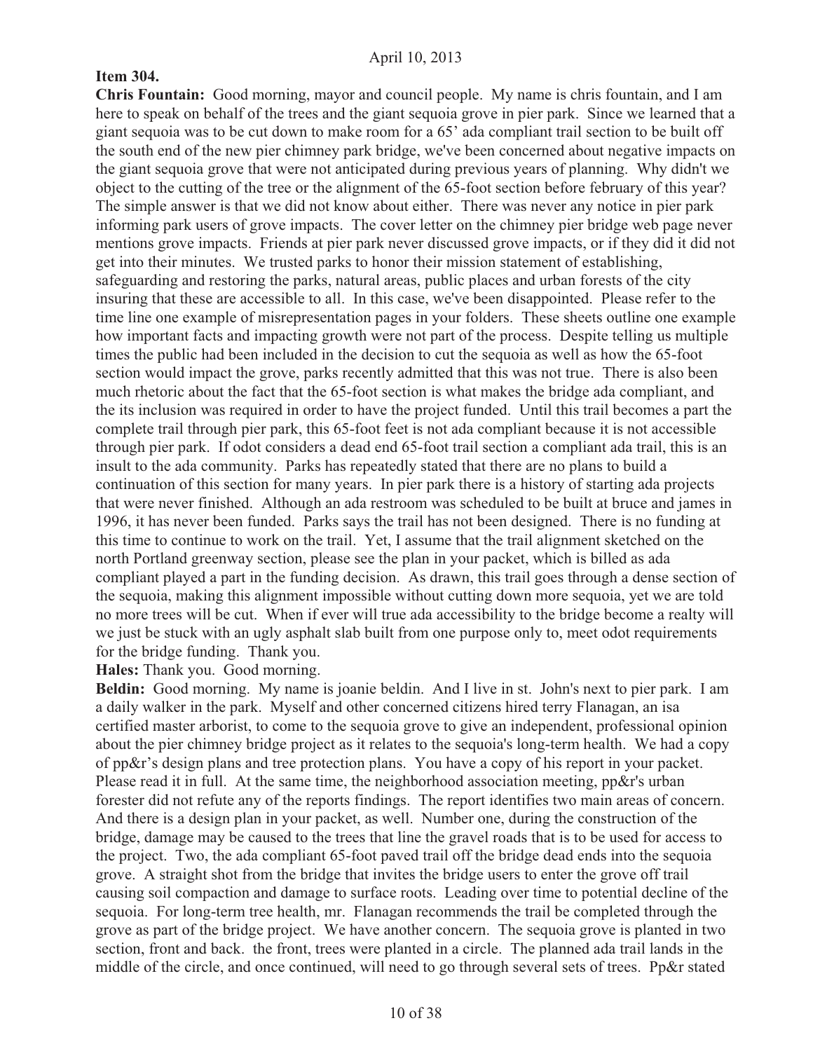**Item 304.**

**Chris Fountain:** Good morning, mayor and council people. My name is chris fountain, and I am here to speak on behalf of the trees and the giant sequoia grove in pier park. Since we learned that a giant sequoia was to be cut down to make room for a 65' ada compliant trail section to be built off the south end of the new pier chimney park bridge, we've been concerned about negative impacts on the giant sequoia grove that were not anticipated during previous years of planning. Why didn't we object to the cutting of the tree or the alignment of the 65-foot section before february of this year? The simple answer is that we did not know about either. There was never any notice in pier park informing park users of grove impacts. The cover letter on the chimney pier bridge web page never mentions grove impacts. Friends at pier park never discussed grove impacts, or if they did it did not get into their minutes. We trusted parks to honor their mission statement of establishing, safeguarding and restoring the parks, natural areas, public places and urban forests of the city insuring that these are accessible to all. In this case, we've been disappointed. Please refer to the time line one example of misrepresentation pages in your folders. These sheets outline one example how important facts and impacting growth were not part of the process. Despite telling us multiple times the public had been included in the decision to cut the sequoia as well as how the 65-foot section would impact the grove, parks recently admitted that this was not true. There is also been much rhetoric about the fact that the 65-foot section is what makes the bridge ada compliant, and the its inclusion was required in order to have the project funded. Until this trail becomes a part the complete trail through pier park, this 65-foot feet is not ada compliant because it is not accessible through pier park. If odot considers a dead end 65-foot trail section a compliant ada trail, this is an insult to the ada community. Parks has repeatedly stated that there are no plans to build a continuation of this section for many years. In pier park there is a history of starting ada projects that were never finished. Although an ada restroom was scheduled to be built at bruce and james in 1996, it has never been funded. Parks says the trail has not been designed. There is no funding at this time to continue to work on the trail. Yet, I assume that the trail alignment sketched on the north Portland greenway section, please see the plan in your packet, which is billed as ada compliant played a part in the funding decision. As drawn, this trail goes through a dense section of the sequoia, making this alignment impossible without cutting down more sequoia, yet we are told no more trees will be cut. When if ever will true ada accessibility to the bridge become a realty will we just be stuck with an ugly asphalt slab built from one purpose only to, meet odot requirements for the bridge funding. Thank you.

**Hales:** Thank you. Good morning.

**Beldin:** Good morning. My name is joanie beldin. And I live in st. John's next to pier park. I am a daily walker in the park. Myself and other concerned citizens hired terry Flanagan, an isa certified master arborist, to come to the sequoia grove to give an independent, professional opinion about the pier chimney bridge project as it relates to the sequoia's long-term health. We had a copy of pp&r's design plans and tree protection plans. You have a copy of his report in your packet. Please read it in full. At the same time, the neighborhood association meeting, pp&r's urban forester did not refute any of the reports findings. The report identifies two main areas of concern. And there is a design plan in your packet, as well. Number one, during the construction of the bridge, damage may be caused to the trees that line the gravel roads that is to be used for access to the project. Two, the ada compliant 65-foot paved trail off the bridge dead ends into the sequoia grove. A straight shot from the bridge that invites the bridge users to enter the grove off trail causing soil compaction and damage to surface roots. Leading over time to potential decline of the sequoia. For long-term tree health, mr. Flanagan recommends the trail be completed through the grove as part of the bridge project. We have another concern. The sequoia grove is planted in two section, front and back. the front, trees were planted in a circle. The planned ada trail lands in the middle of the circle, and once continued, will need to go through several sets of trees. Pp&r stated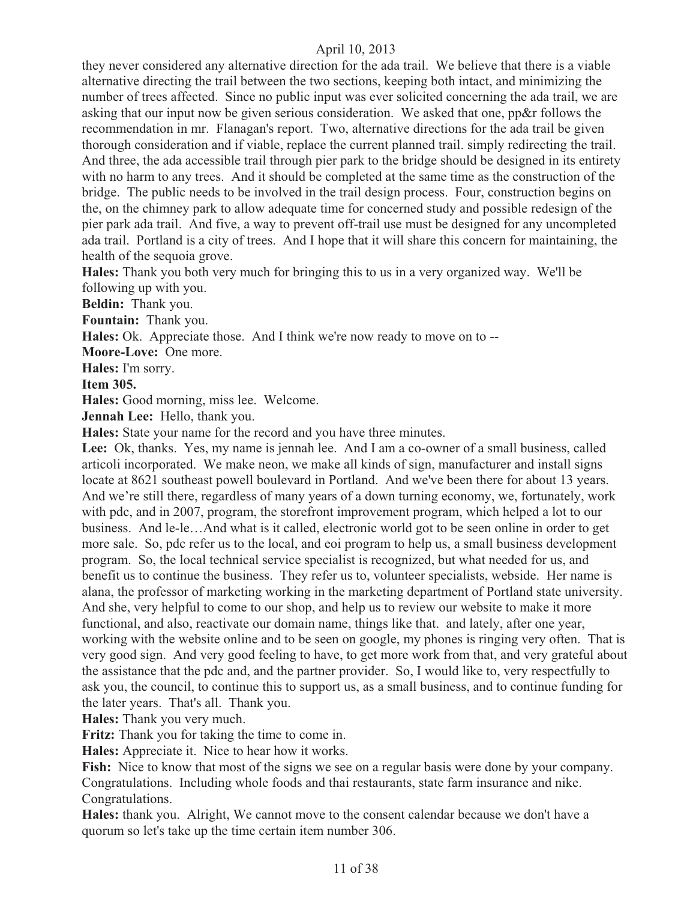they never considered any alternative direction for the ada trail. We believe that there is a viable alternative directing the trail between the two sections, keeping both intact, and minimizing the number of trees affected. Since no public input was ever solicited concerning the ada trail, we are asking that our input now be given serious consideration. We asked that one, pp&r follows the recommendation in mr. Flanagan's report. Two, alternative directions for the ada trail be given thorough consideration and if viable, replace the current planned trail. simply redirecting the trail. And three, the ada accessible trail through pier park to the bridge should be designed in its entirety with no harm to any trees. And it should be completed at the same time as the construction of the bridge. The public needs to be involved in the trail design process. Four, construction begins on the, on the chimney park to allow adequate time for concerned study and possible redesign of the pier park ada trail. And five, a way to prevent off-trail use must be designed for any uncompleted ada trail. Portland is a city of trees. And I hope that it will share this concern for maintaining, the health of the sequoia grove.

**Hales:** Thank you both very much for bringing this to us in a very organized way. We'll be following up with you.

**Beldin:** Thank you.

**Fountain:** Thank you.

**Hales:** Ok. Appreciate those. And I think we're now ready to move on to --

**Moore-Love:** One more.

**Hales:** I'm sorry.

**Item 305.**

**Hales:** Good morning, miss lee. Welcome.

**Jennah Lee:** Hello, thank you.

**Hales:** State your name for the record and you have three minutes.

**Lee:** Ok, thanks. Yes, my name is jennah lee. And I am a co-owner of a small business, called articoli incorporated. We make neon, we make all kinds of sign, manufacturer and install signs locate at 8621 southeast powell boulevard in Portland. And we've been there for about 13 years. And we're still there, regardless of many years of a down turning economy, we, fortunately, work with pdc, and in 2007, program, the storefront improvement program, which helped a lot to our business. And le-le…And what is it called, electronic world got to be seen online in order to get more sale. So, pdc refer us to the local, and eoi program to help us, a small business development program. So, the local technical service specialist is recognized, but what needed for us, and benefit us to continue the business. They refer us to, volunteer specialists, webside. Her name is alana, the professor of marketing working in the marketing department of Portland state university. And she, very helpful to come to our shop, and help us to review our website to make it more functional, and also, reactivate our domain name, things like that. and lately, after one year, working with the website online and to be seen on google, my phones is ringing very often. That is very good sign. And very good feeling to have, to get more work from that, and very grateful about the assistance that the pdc and, and the partner provider. So, I would like to, very respectfully to ask you, the council, to continue this to support us, as a small business, and to continue funding for the later years. That's all. Thank you.

**Hales:** Thank you very much.

**Fritz:** Thank you for taking the time to come in.

**Hales:** Appreciate it. Nice to hear how it works.

**Fish:** Nice to know that most of the signs we see on a regular basis were done by your company. Congratulations. Including whole foods and thai restaurants, state farm insurance and nike. Congratulations.

**Hales:** thank you. Alright, We cannot move to the consent calendar because we don't have a quorum so let's take up the time certain item number 306.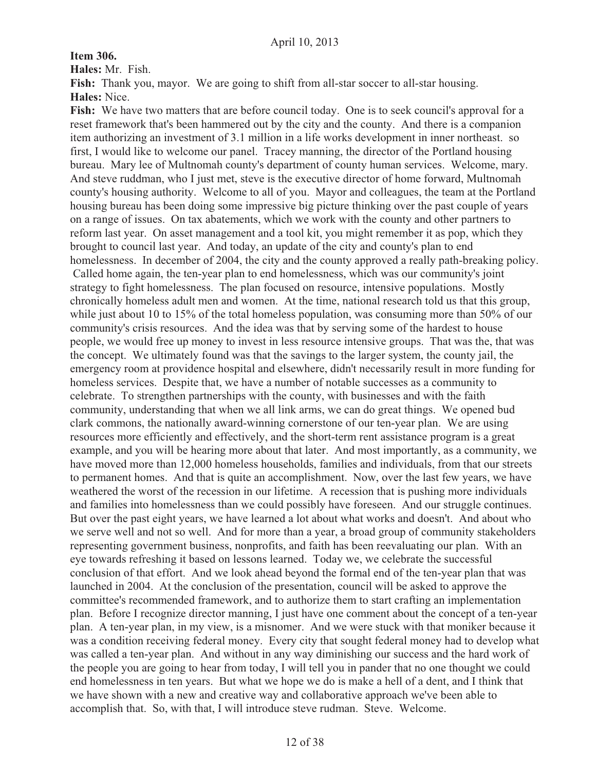**Item 306.**

**Hales:** Mr. Fish.

**Fish:** Thank you, mayor. We are going to shift from all-star soccer to all-star housing.

**Hales:** Nice.

**Fish:** We have two matters that are before council today. One is to seek council's approval for a reset framework that's been hammered out by the city and the county. And there is a companion item authorizing an investment of 3.1 million in a life works development in inner northeast. so first, I would like to welcome our panel. Tracey manning, the director of the Portland housing bureau. Mary lee of Multnomah county's department of county human services. Welcome, mary. And steve ruddman, who I just met, steve is the executive director of home forward, Multnomah county's housing authority. Welcome to all of you. Mayor and colleagues, the team at the Portland housing bureau has been doing some impressive big picture thinking over the past couple of years on a range of issues. On tax abatements, which we work with the county and other partners to reform last year. On asset management and a tool kit, you might remember it as pop, which they brought to council last year. And today, an update of the city and county's plan to end homelessness. In december of 2004, the city and the county approved a really path-breaking policy. Called home again, the ten-year plan to end homelessness, which was our community's joint strategy to fight homelessness. The plan focused on resource, intensive populations. Mostly chronically homeless adult men and women. At the time, national research told us that this group, while just about 10 to 15% of the total homeless population, was consuming more than 50% of our community's crisis resources. And the idea was that by serving some of the hardest to house people, we would free up money to invest in less resource intensive groups. That was the, that was the concept. We ultimately found was that the savings to the larger system, the county jail, the emergency room at providence hospital and elsewhere, didn't necessarily result in more funding for homeless services. Despite that, we have a number of notable successes as a community to celebrate. To strengthen partnerships with the county, with businesses and with the faith community, understanding that when we all link arms, we can do great things. We opened bud clark commons, the nationally award-winning cornerstone of our ten-year plan. We are using resources more efficiently and effectively, and the short-term rent assistance program is a great example, and you will be hearing more about that later. And most importantly, as a community, we have moved more than 12,000 homeless households, families and individuals, from that our streets to permanent homes. And that is quite an accomplishment. Now, over the last few years, we have weathered the worst of the recession in our lifetime. A recession that is pushing more individuals and families into homelessness than we could possibly have foreseen. And our struggle continues. But over the past eight years, we have learned a lot about what works and doesn't. And about who we serve well and not so well. And for more than a year, a broad group of community stakeholders representing government business, nonprofits, and faith has been reevaluating our plan. With an eye towards refreshing it based on lessons learned. Today we, we celebrate the successful conclusion of that effort. And we look ahead beyond the formal end of the ten-year plan that was launched in 2004. At the conclusion of the presentation, council will be asked to approve the committee's recommended framework, and to authorize them to start crafting an implementation plan. Before I recognize director manning, I just have one comment about the concept of a ten-year plan. A ten-year plan, in my view, is a misnomer. And we were stuck with that moniker because it was a condition receiving federal money. Every city that sought federal money had to develop what was called a ten-year plan. And without in any way diminishing our success and the hard work of the people you are going to hear from today, I will tell you in pander that no one thought we could end homelessness in ten years. But what we hope we do is make a hell of a dent, and I think that we have shown with a new and creative way and collaborative approach we've been able to accomplish that. So, with that, I will introduce steve rudman. Steve. Welcome.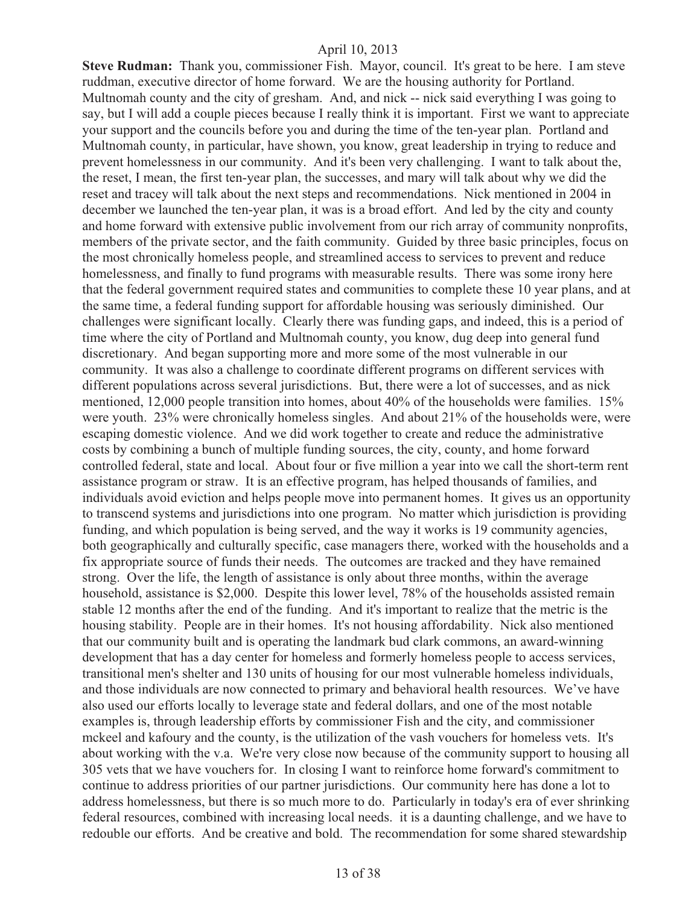**Steve Rudman:** Thank you, commissioner Fish. Mayor, council. It's great to be here. I am steve ruddman, executive director of home forward. We are the housing authority for Portland. Multnomah county and the city of gresham. And, and nick -- nick said everything I was going to say, but I will add a couple pieces because I really think it is important. First we want to appreciate your support and the councils before you and during the time of the ten-year plan. Portland and Multnomah county, in particular, have shown, you know, great leadership in trying to reduce and prevent homelessness in our community. And it's been very challenging. I want to talk about the, the reset, I mean, the first ten-year plan, the successes, and mary will talk about why we did the reset and tracey will talk about the next steps and recommendations. Nick mentioned in 2004 in december we launched the ten-year plan, it was is a broad effort. And led by the city and county and home forward with extensive public involvement from our rich array of community nonprofits, members of the private sector, and the faith community. Guided by three basic principles, focus on the most chronically homeless people, and streamlined access to services to prevent and reduce homelessness, and finally to fund programs with measurable results. There was some irony here that the federal government required states and communities to complete these 10 year plans, and at the same time, a federal funding support for affordable housing was seriously diminished. Our challenges were significant locally. Clearly there was funding gaps, and indeed, this is a period of time where the city of Portland and Multnomah county, you know, dug deep into general fund discretionary. And began supporting more and more some of the most vulnerable in our community. It was also a challenge to coordinate different programs on different services with different populations across several jurisdictions. But, there were a lot of successes, and as nick mentioned, 12,000 people transition into homes, about 40% of the households were families. 15% were youth. 23% were chronically homeless singles. And about 21% of the households were, were escaping domestic violence. And we did work together to create and reduce the administrative costs by combining a bunch of multiple funding sources, the city, county, and home forward controlled federal, state and local. About four or five million a year into we call the short-term rent assistance program or straw. It is an effective program, has helped thousands of families, and individuals avoid eviction and helps people move into permanent homes. It gives us an opportunity to transcend systems and jurisdictions into one program. No matter which jurisdiction is providing funding, and which population is being served, and the way it works is 19 community agencies, both geographically and culturally specific, case managers there, worked with the households and a fix appropriate source of funds their needs. The outcomes are tracked and they have remained strong. Over the life, the length of assistance is only about three months, within the average household, assistance is $2,000. Despite this lower level, 78% of the households assisted remain stable 12 months after the end of the funding. And it's important to realize that the metric is the housing stability. People are in their homes. It's not housing affordability. Nick also mentioned that our community built and is operating the landmark bud clark commons, an award-winning development that has a day center for homeless and formerly homeless people to access services, transitional men's shelter and 130 units of housing for our most vulnerable homeless individuals, and those individuals are now connected to primary and behavioral health resources. We've have also used our efforts locally to leverage state and federal dollars, and one of the most notable examples is, through leadership efforts by commissioner Fish and the city, and commissioner mckeel and kafoury and the county, is the utilization of the vash vouchers for homeless vets. It's about working with the v.a. We're very close now because of the community support to housing all 305 vets that we have vouchers for. In closing I want to reinforce home forward's commitment to continue to address priorities of our partner jurisdictions. Our community here has done a lot to address homelessness, but there is so much more to do. Particularly in today's era of ever shrinking federal resources, combined with increasing local needs. it is a daunting challenge, and we have to redouble our efforts. And be creative and bold. The recommendation for some shared stewardship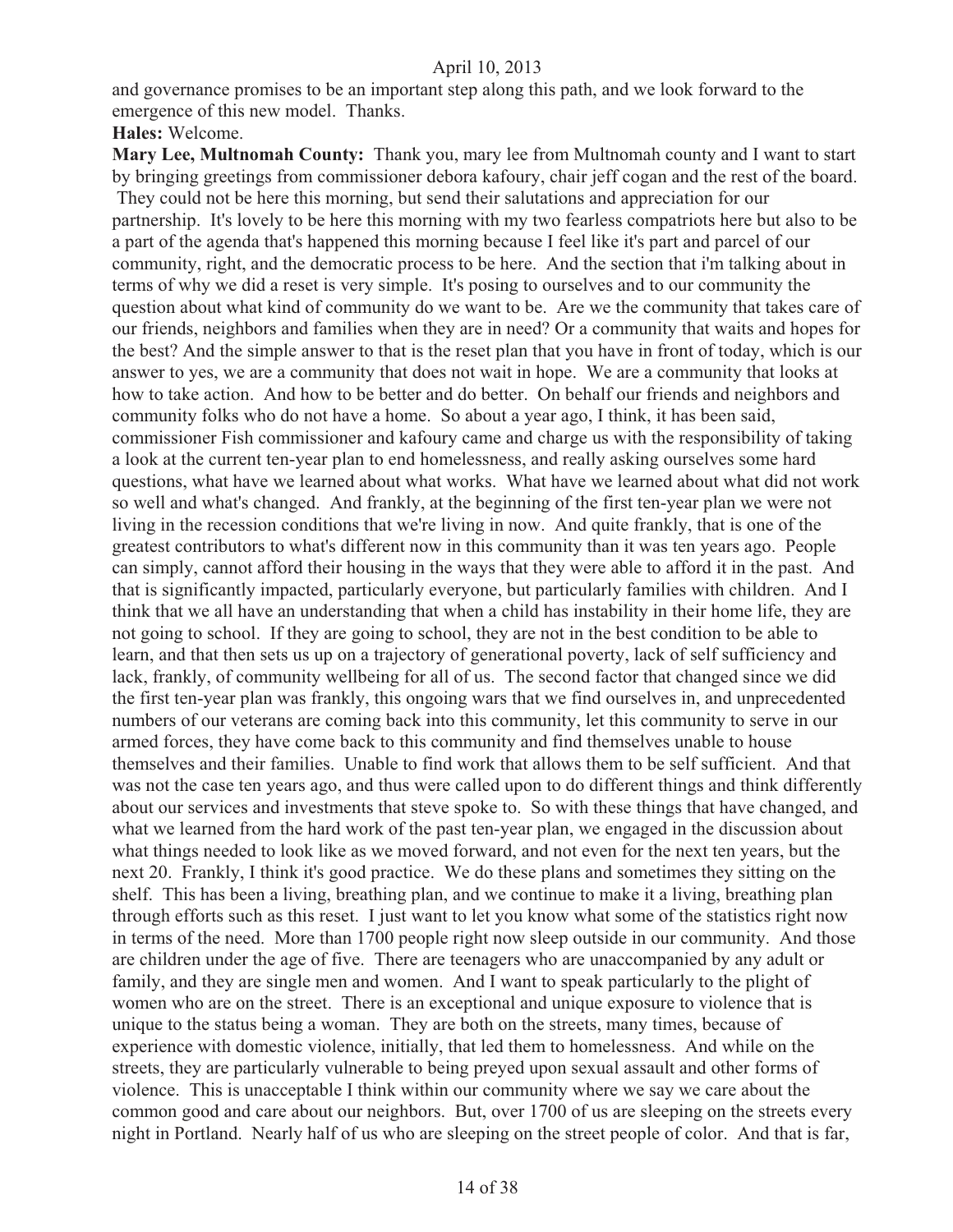and governance promises to be an important step along this path, and we look forward to the emergence of this new model. Thanks.

**Hales:** Welcome.

**Mary Lee, Multnomah County:** Thank you, mary lee from Multnomah county and I want to start by bringing greetings from commissioner debora kafoury, chair jeff cogan and the rest of the board. They could not be here this morning, but send their salutations and appreciation for our partnership. It's lovely to be here this morning with my two fearless compatriots here but also to be a part of the agenda that's happened this morning because I feel like it's part and parcel of our community, right, and the democratic process to be here. And the section that i'm talking about in terms of why we did a reset is very simple. It's posing to ourselves and to our community the question about what kind of community do we want to be. Are we the community that takes care of our friends, neighbors and families when they are in need? Or a community that waits and hopes for the best? And the simple answer to that is the reset plan that you have in front of today, which is our answer to yes, we are a community that does not wait in hope. We are a community that looks at how to take action. And how to be better and do better. On behalf our friends and neighbors and community folks who do not have a home. So about a year ago, I think, it has been said, commissioner Fish commissioner and kafoury came and charge us with the responsibility of taking a look at the current ten-year plan to end homelessness, and really asking ourselves some hard questions, what have we learned about what works. What have we learned about what did not work so well and what's changed. And frankly, at the beginning of the first ten-year plan we were not living in the recession conditions that we're living in now. And quite frankly, that is one of the greatest contributors to what's different now in this community than it was ten years ago. People can simply, cannot afford their housing in the ways that they were able to afford it in the past. And that is significantly impacted, particularly everyone, but particularly families with children. And I think that we all have an understanding that when a child has instability in their home life, they are not going to school. If they are going to school, they are not in the best condition to be able to learn, and that then sets us up on a trajectory of generational poverty, lack of self sufficiency and lack, frankly, of community wellbeing for all of us. The second factor that changed since we did the first ten-year plan was frankly, this ongoing wars that we find ourselves in, and unprecedented numbers of our veterans are coming back into this community, let this community to serve in our armed forces, they have come back to this community and find themselves unable to house themselves and their families. Unable to find work that allows them to be self sufficient. And that was not the case ten years ago, and thus were called upon to do different things and think differently about our services and investments that steve spoke to. So with these things that have changed, and what we learned from the hard work of the past ten-year plan, we engaged in the discussion about what things needed to look like as we moved forward, and not even for the next ten years, but the next 20. Frankly, I think it's good practice. We do these plans and sometimes they sitting on the shelf. This has been a living, breathing plan, and we continue to make it a living, breathing plan through efforts such as this reset. I just want to let you know what some of the statistics right now in terms of the need. More than 1700 people right now sleep outside in our community. And those are children under the age of five. There are teenagers who are unaccompanied by any adult or family, and they are single men and women. And I want to speak particularly to the plight of women who are on the street. There is an exceptional and unique exposure to violence that is unique to the status being a woman. They are both on the streets, many times, because of experience with domestic violence, initially, that led them to homelessness. And while on the streets, they are particularly vulnerable to being preyed upon sexual assault and other forms of violence. This is unacceptable I think within our community where we say we care about the common good and care about our neighbors. But, over 1700 of us are sleeping on the streets every night in Portland. Nearly half of us who are sleeping on the street people of color. And that is far,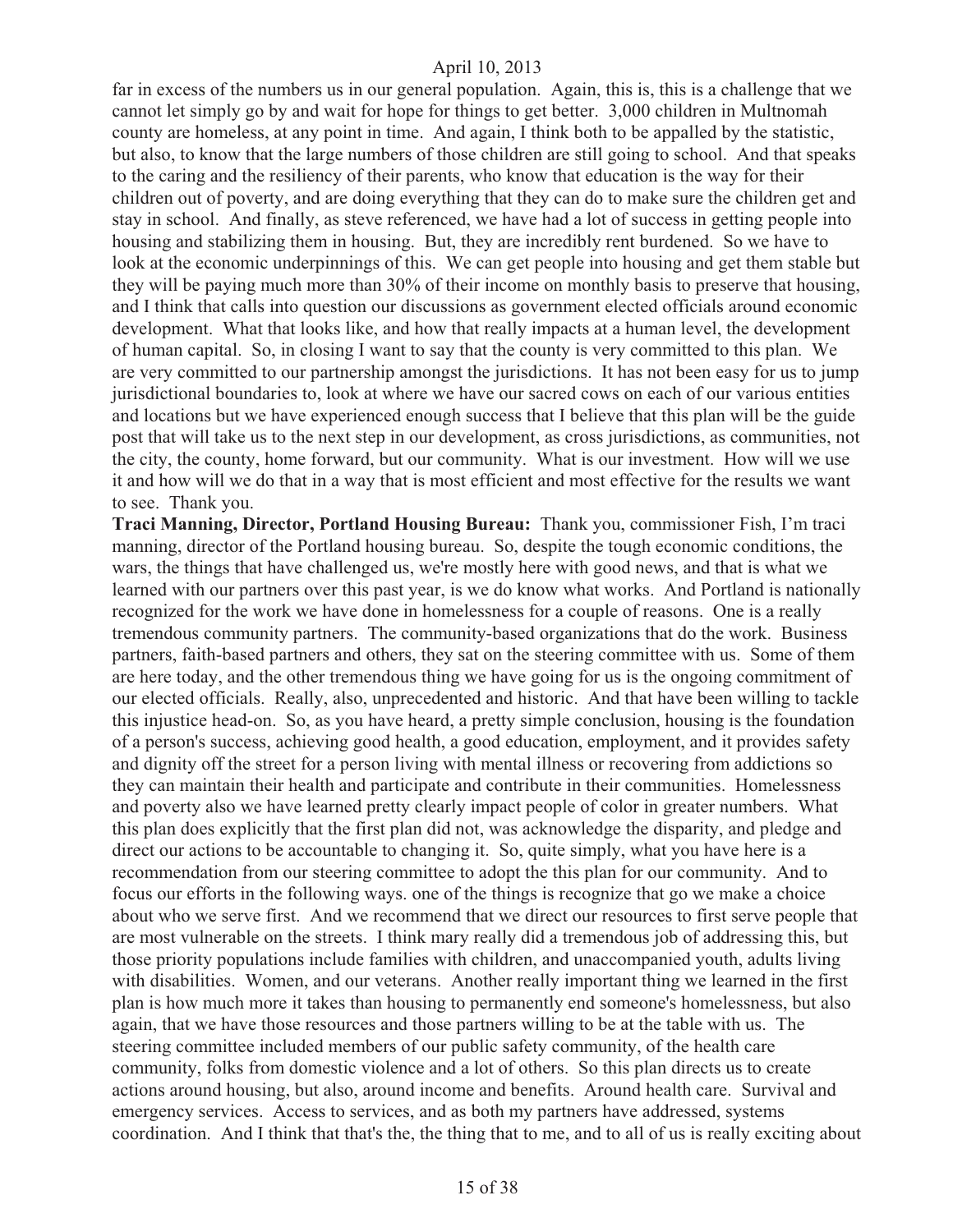far in excess of the numbers us in our general population. Again, this is, this is a challenge that we cannot let simply go by and wait for hope for things to get better. 3,000 children in Multnomah county are homeless, at any point in time. And again, I think both to be appalled by the statistic, but also, to know that the large numbers of those children are still going to school. And that speaks to the caring and the resiliency of their parents, who know that education is the way for their children out of poverty, and are doing everything that they can do to make sure the children get and stay in school. And finally, as steve referenced, we have had a lot of success in getting people into housing and stabilizing them in housing. But, they are incredibly rent burdened. So we have to look at the economic underpinnings of this. We can get people into housing and get them stable but they will be paying much more than 30% of their income on monthly basis to preserve that housing, and I think that calls into question our discussions as government elected officials around economic development. What that looks like, and how that really impacts at a human level, the development of human capital. So, in closing I want to say that the county is very committed to this plan. We are very committed to our partnership amongst the jurisdictions. It has not been easy for us to jump jurisdictional boundaries to, look at where we have our sacred cows on each of our various entities and locations but we have experienced enough success that I believe that this plan will be the guide post that will take us to the next step in our development, as cross jurisdictions, as communities, not the city, the county, home forward, but our community. What is our investment. How will we use it and how will we do that in a way that is most efficient and most effective for the results we want to see. Thank you.

**Traci Manning, Director, Portland Housing Bureau:** Thank you, commissioner Fish, I'm traci manning, director of the Portland housing bureau. So, despite the tough economic conditions, the wars, the things that have challenged us, we're mostly here with good news, and that is what we learned with our partners over this past year, is we do know what works. And Portland is nationally recognized for the work we have done in homelessness for a couple of reasons. One is a really tremendous community partners. The community-based organizations that do the work. Business partners, faith-based partners and others, they sat on the steering committee with us. Some of them are here today, and the other tremendous thing we have going for us is the ongoing commitment of our elected officials. Really, also, unprecedented and historic. And that have been willing to tackle this injustice head-on. So, as you have heard, a pretty simple conclusion, housing is the foundation of a person's success, achieving good health, a good education, employment, and it provides safety and dignity off the street for a person living with mental illness or recovering from addictions so they can maintain their health and participate and contribute in their communities. Homelessness and poverty also we have learned pretty clearly impact people of color in greater numbers. What this plan does explicitly that the first plan did not, was acknowledge the disparity, and pledge and direct our actions to be accountable to changing it. So, quite simply, what you have here is a recommendation from our steering committee to adopt the this plan for our community. And to focus our efforts in the following ways. one of the things is recognize that go we make a choice about who we serve first. And we recommend that we direct our resources to first serve people that are most vulnerable on the streets. I think mary really did a tremendous job of addressing this, but those priority populations include families with children, and unaccompanied youth, adults living with disabilities. Women, and our veterans. Another really important thing we learned in the first plan is how much more it takes than housing to permanently end someone's homelessness, but also again, that we have those resources and those partners willing to be at the table with us. The steering committee included members of our public safety community, of the health care community, folks from domestic violence and a lot of others. So this plan directs us to create actions around housing, but also, around income and benefits. Around health care. Survival and emergency services. Access to services, and as both my partners have addressed, systems coordination. And I think that that's the, the thing that to me, and to all of us is really exciting about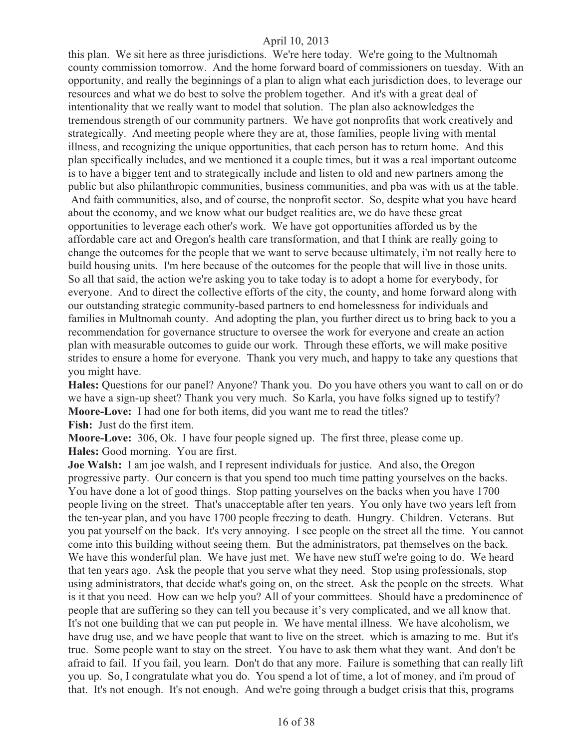this plan. We sit here as three jurisdictions. We're here today. We're going to the Multnomah county commission tomorrow. And the home forward board of commissioners on tuesday. With an opportunity, and really the beginnings of a plan to align what each jurisdiction does, to leverage our resources and what we do best to solve the problem together. And it's with a great deal of intentionality that we really want to model that solution. The plan also acknowledges the tremendous strength of our community partners. We have got nonprofits that work creatively and strategically. And meeting people where they are at, those families, people living with mental illness, and recognizing the unique opportunities, that each person has to return home. And this plan specifically includes, and we mentioned it a couple times, but it was a real important outcome is to have a bigger tent and to strategically include and listen to old and new partners among the public but also philanthropic communities, business communities, and pba was with us at the table. And faith communities, also, and of course, the nonprofit sector. So, despite what you have heard about the economy, and we know what our budget realities are, we do have these great opportunities to leverage each other's work. We have got opportunities afforded us by the affordable care act and Oregon's health care transformation, and that I think are really going to change the outcomes for the people that we want to serve because ultimately, i'm not really here to build housing units. I'm here because of the outcomes for the people that will live in those units. So all that said, the action we're asking you to take today is to adopt a home for everybody, for everyone. And to direct the collective efforts of the city, the county, and home forward along with our outstanding strategic community-based partners to end homelessness for individuals and families in Multnomah county. And adopting the plan, you further direct us to bring back to you a recommendation for governance structure to oversee the work for everyone and create an action plan with measurable outcomes to guide our work. Through these efforts, we will make positive strides to ensure a home for everyone. Thank you very much, and happy to take any questions that you might have.

**Hales:** Questions for our panel? Anyone? Thank you. Do you have others you want to call on or do we have a sign-up sheet? Thank you very much. So Karla, you have folks signed up to testify?

**Moore-Love:** I had one for both items, did you want me to read the titles?

**Fish:** Just do the first item.

**Moore-Love:** 306, Ok. I have four people signed up. The first three, please come up.

**Hales:** Good morning. You are first.

**Joe Walsh:** I am joe walsh, and I represent individuals for justice. And also, the Oregon progressive party. Our concern is that you spend too much time patting yourselves on the backs. You have done a lot of good things. Stop patting yourselves on the backs when you have 1700 people living on the street. That's unacceptable after ten years. You only have two years left from the ten-year plan, and you have 1700 people freezing to death. Hungry. Children. Veterans. But you pat yourself on the back. It's very annoying. I see people on the street all the time. You cannot come into this building without seeing them. But the administrators, pat themselves on the back. We have this wonderful plan. We have just met. We have new stuff we're going to do. We heard that ten years ago. Ask the people that you serve what they need. Stop using professionals, stop using administrators, that decide what's going on, on the street. Ask the people on the streets. What is it that you need. How can we help you? All of your committees. Should have a predominence of people that are suffering so they can tell you because it's very complicated, and we all know that. It's not one building that we can put people in. We have mental illness. We have alcoholism, we have drug use, and we have people that want to live on the street. which is amazing to me. But it's true. Some people want to stay on the street. You have to ask them what they want. And don't be afraid to fail. If you fail, you learn. Don't do that any more. Failure is something that can really lift you up. So, I congratulate what you do. You spend a lot of time, a lot of money, and i'm proud of that. It's not enough. It's not enough. And we're going through a budget crisis that this, programs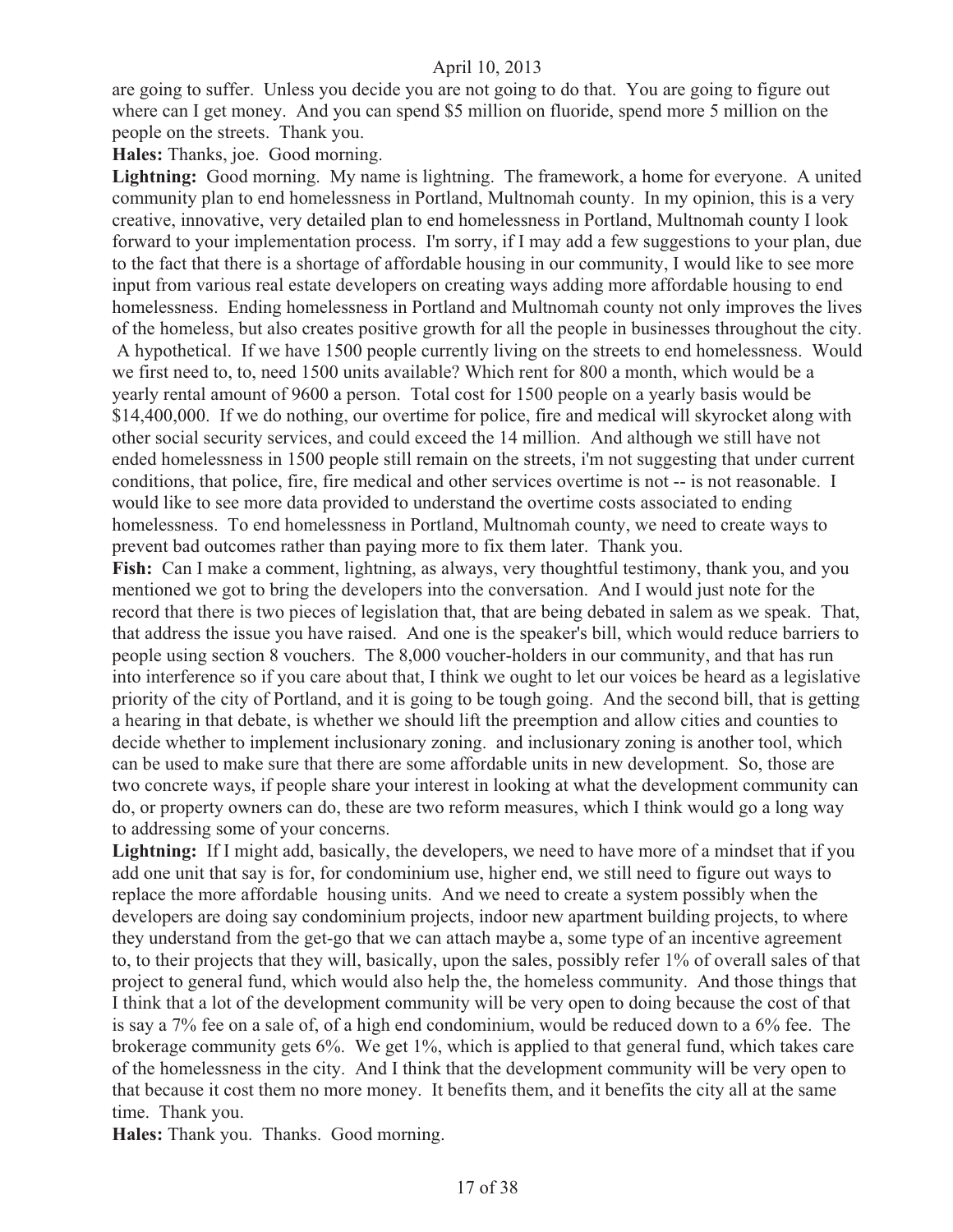are going to suffer. Unless you decide you are not going to do that. You are going to figure out where can I get money. And you can spend $5 million on fluoride, spend more 5 million on the people on the streets. Thank you.

**Hales:** Thanks, joe. Good morning.

**Lightning:** Good morning. My name is lightning. The framework, a home for everyone. A united community plan to end homelessness in Portland, Multnomah county. In my opinion, this is a very creative, innovative, very detailed plan to end homelessness in Portland, Multnomah county I look forward to your implementation process. I'm sorry, if I may add a few suggestions to your plan, due to the fact that there is a shortage of affordable housing in our community, I would like to see more input from various real estate developers on creating ways adding more affordable housing to end homelessness. Ending homelessness in Portland and Multnomah county not only improves the lives of the homeless, but also creates positive growth for all the people in businesses throughout the city. A hypothetical. If we have 1500 people currently living on the streets to end homelessness. Would we first need to, to, need 1500 units available? Which rent for 800 a month, which would be a yearly rental amount of 9600 a person. Total cost for 1500 people on a yearly basis would be $14,400,000. If we do nothing, our overtime for police, fire and medical will skyrocket along with other social security services, and could exceed the 14 million. And although we still have not ended homelessness in 1500 people still remain on the streets, i'm not suggesting that under current conditions, that police, fire, fire medical and other services overtime is not -- is not reasonable. I would like to see more data provided to understand the overtime costs associated to ending homelessness. To end homelessness in Portland, Multnomah county, we need to create ways to prevent bad outcomes rather than paying more to fix them later. Thank you.

**Fish:** Can I make a comment, lightning, as always, very thoughtful testimony, thank you, and you mentioned we got to bring the developers into the conversation. And I would just note for the record that there is two pieces of legislation that, that are being debated in salem as we speak. That, that address the issue you have raised. And one is the speaker's bill, which would reduce barriers to people using section 8 vouchers. The 8,000 voucher-holders in our community, and that has run into interference so if you care about that, I think we ought to let our voices be heard as a legislative priority of the city of Portland, and it is going to be tough going. And the second bill, that is getting a hearing in that debate, is whether we should lift the preemption and allow cities and counties to decide whether to implement inclusionary zoning. and inclusionary zoning is another tool, which can be used to make sure that there are some affordable units in new development. So, those are two concrete ways, if people share your interest in looking at what the development community can do, or property owners can do, these are two reform measures, which I think would go a long way to addressing some of your concerns.

**Lightning:** If I might add, basically, the developers, we need to have more of a mindset that if you add one unit that say is for, for condominium use, higher end, we still need to figure out ways to replace the more affordable housing units. And we need to create a system possibly when the developers are doing say condominium projects, indoor new apartment building projects, to where they understand from the get-go that we can attach maybe a, some type of an incentive agreement to, to their projects that they will, basically, upon the sales, possibly refer 1% of overall sales of that project to general fund, which would also help the, the homeless community. And those things that I think that a lot of the development community will be very open to doing because the cost of that is say a 7% fee on a sale of, of a high end condominium, would be reduced down to a 6% fee. The brokerage community gets 6%. We get 1%, which is applied to that general fund, which takes care of the homelessness in the city. And I think that the development community will be very open to that because it cost them no more money. It benefits them, and it benefits the city all at the same time. Thank you.

**Hales:** Thank you. Thanks. Good morning.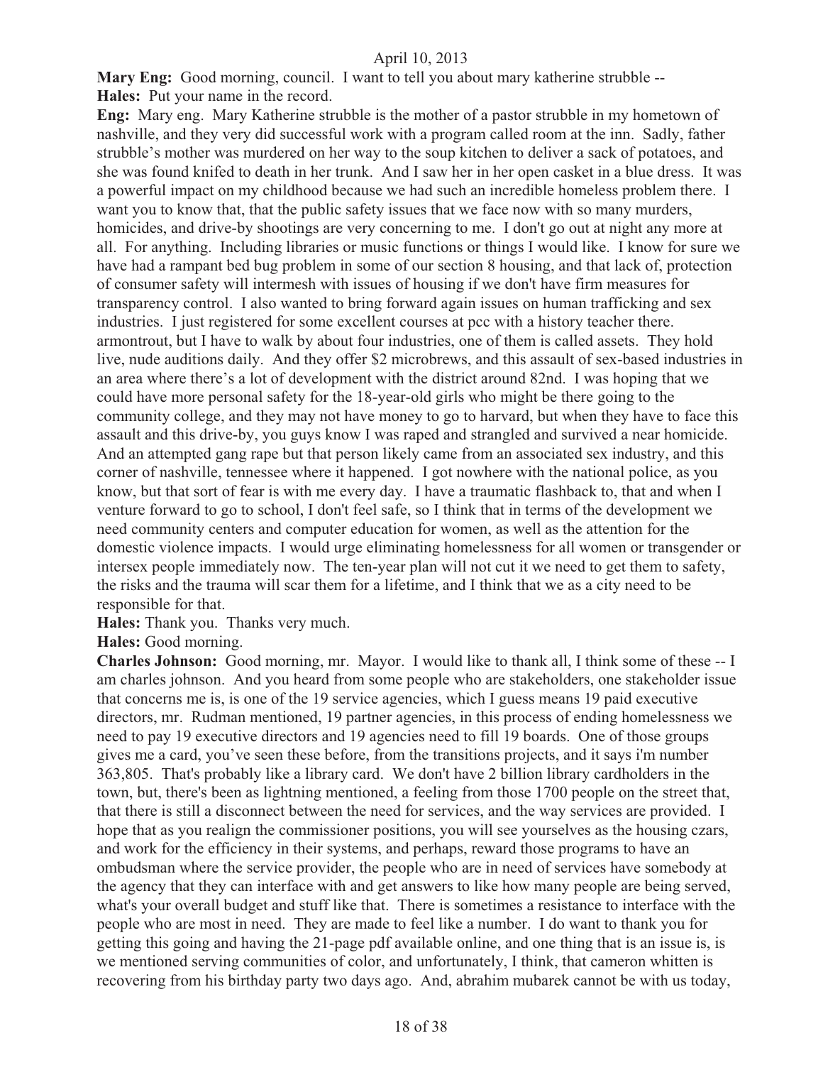**Mary Eng:** Good morning, council. I want to tell you about mary katherine strubble --

**Hales:** Put your name in the record.

**Eng:** Mary eng. Mary Katherine strubble is the mother of a pastor strubble in my hometown of nashville, and they very did successful work with a program called room at the inn. Sadly, father strubble's mother was murdered on her way to the soup kitchen to deliver a sack of potatoes, and she was found knifed to death in her trunk. And I saw her in her open casket in a blue dress. It was a powerful impact on my childhood because we had such an incredible homeless problem there. I want you to know that, that the public safety issues that we face now with so many murders, homicides, and drive-by shootings are very concerning to me. I don't go out at night any more at all. For anything. Including libraries or music functions or things I would like. I know for sure we have had a rampant bed bug problem in some of our section 8 housing, and that lack of, protection of consumer safety will intermesh with issues of housing if we don't have firm measures for transparency control. I also wanted to bring forward again issues on human trafficking and sex industries. I just registered for some excellent courses at pcc with a history teacher there. armontrout, but I have to walk by about four industries, one of them is called assets. They hold live, nude auditions daily. And they offer $2 microbrews, and this assault of sex-based industries in an area where there's a lot of development with the district around 82nd. I was hoping that we could have more personal safety for the 18-year-old girls who might be there going to the community college, and they may not have money to go to harvard, but when they have to face this assault and this drive-by, you guys know I was raped and strangled and survived a near homicide. And an attempted gang rape but that person likely came from an associated sex industry, and this corner of nashville, tennessee where it happened. I got nowhere with the national police, as you know, but that sort of fear is with me every day. I have a traumatic flashback to, that and when I venture forward to go to school, I don't feel safe, so I think that in terms of the development we need community centers and computer education for women, as well as the attention for the domestic violence impacts. I would urge eliminating homelessness for all women or transgender or intersex people immediately now. The ten-year plan will not cut it we need to get them to safety, the risks and the trauma will scar them for a lifetime, and I think that we as a city need to be responsible for that.

**Hales:** Thank you. Thanks very much.

**Hales:** Good morning.

**Charles Johnson:** Good morning, mr. Mayor. I would like to thank all, I think some of these -- I am charles johnson. And you heard from some people who are stakeholders, one stakeholder issue that concerns me is, is one of the 19 service agencies, which I guess means 19 paid executive directors, mr. Rudman mentioned, 19 partner agencies, in this process of ending homelessness we need to pay 19 executive directors and 19 agencies need to fill 19 boards. One of those groups gives me a card, you've seen these before, from the transitions projects, and it says i'm number 363,805. That's probably like a library card. We don't have 2 billion library cardholders in the town, but, there's been as lightning mentioned, a feeling from those 1700 people on the street that, that there is still a disconnect between the need for services, and the way services are provided. I hope that as you realign the commissioner positions, you will see yourselves as the housing czars, and work for the efficiency in their systems, and perhaps, reward those programs to have an ombudsman where the service provider, the people who are in need of services have somebody at the agency that they can interface with and get answers to like how many people are being served, what's your overall budget and stuff like that. There is sometimes a resistance to interface with the people who are most in need. They are made to feel like a number. I do want to thank you for getting this going and having the 21-page pdf available online, and one thing that is an issue is, is we mentioned serving communities of color, and unfortunately, I think, that cameron whitten is recovering from his birthday party two days ago. And, abrahim mubarek cannot be with us today,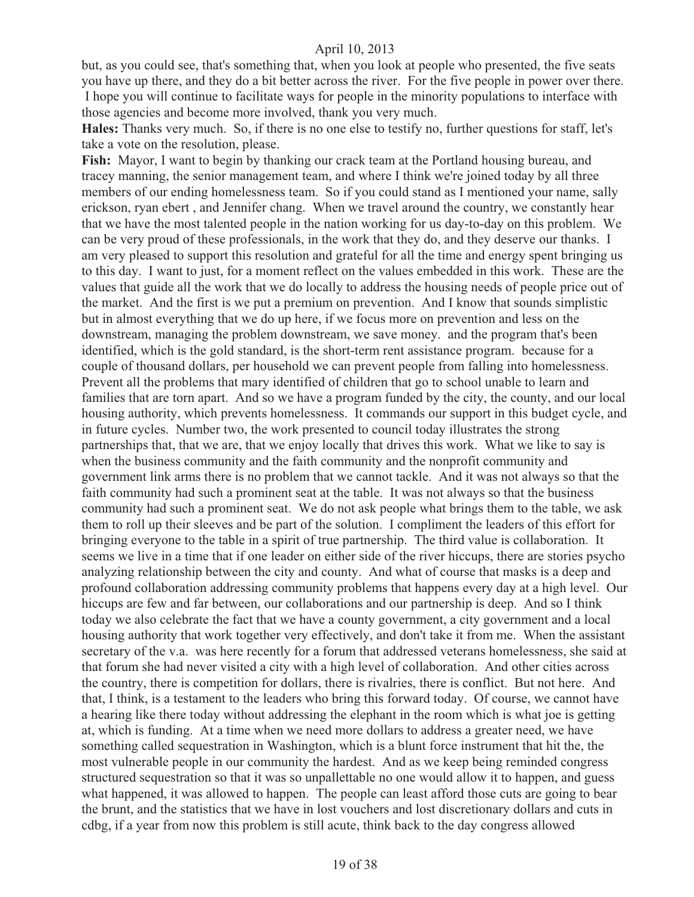but, as you could see, that's something that, when you look at people who presented, the five seats you have up there, and they do a bit better across the river. For the five people in power over there. I hope you will continue to facilitate ways for people in the minority populations to interface with those agencies and become more involved, thank you very much.

**Hales:** Thanks very much. So, if there is no one else to testify no, further questions for staff, let's take a vote on the resolution, please.

**Fish:** Mayor, I want to begin by thanking our crack team at the Portland housing bureau, and tracey manning, the senior management team, and where I think we're joined today by all three members of our ending homelessness team. So if you could stand as I mentioned your name, sally erickson, ryan ebert , and Jennifer chang. When we travel around the country, we constantly hear that we have the most talented people in the nation working for us day-to-day on this problem. We can be very proud of these professionals, in the work that they do, and they deserve our thanks. I am very pleased to support this resolution and grateful for all the time and energy spent bringing us to this day. I want to just, for a moment reflect on the values embedded in this work. These are the values that guide all the work that we do locally to address the housing needs of people price out of the market. And the first is we put a premium on prevention. And I know that sounds simplistic but in almost everything that we do up here, if we focus more on prevention and less on the downstream, managing the problem downstream, we save money. and the program that's been identified, which is the gold standard, is the short-term rent assistance program. because for a couple of thousand dollars, per household we can prevent people from falling into homelessness. Prevent all the problems that mary identified of children that go to school unable to learn and families that are torn apart. And so we have a program funded by the city, the county, and our local housing authority, which prevents homelessness. It commands our support in this budget cycle, and in future cycles. Number two, the work presented to council today illustrates the strong partnerships that, that we are, that we enjoy locally that drives this work. What we like to say is when the business community and the faith community and the nonprofit community and government link arms there is no problem that we cannot tackle. And it was not always so that the faith community had such a prominent seat at the table. It was not always so that the business community had such a prominent seat. We do not ask people what brings them to the table, we ask them to roll up their sleeves and be part of the solution. I compliment the leaders of this effort for bringing everyone to the table in a spirit of true partnership. The third value is collaboration. It seems we live in a time that if one leader on either side of the river hiccups, there are stories psycho analyzing relationship between the city and county. And what of course that masks is a deep and profound collaboration addressing community problems that happens every day at a high level. Our hiccups are few and far between, our collaborations and our partnership is deep. And so I think today we also celebrate the fact that we have a county government, a city government and a local housing authority that work together very effectively, and don't take it from me. When the assistant secretary of the v.a. was here recently for a forum that addressed veterans homelessness, she said at that forum she had never visited a city with a high level of collaboration. And other cities across the country, there is competition for dollars, there is rivalries, there is conflict. But not here. And that, I think, is a testament to the leaders who bring this forward today. Of course, we cannot have a hearing like there today without addressing the elephant in the room which is what joe is getting at, which is funding. At a time when we need more dollars to address a greater need, we have something called sequestration in Washington, which is a blunt force instrument that hit the, the most vulnerable people in our community the hardest. And as we keep being reminded congress structured sequestration so that it was so unpallettable no one would allow it to happen, and guess what happened, it was allowed to happen. The people can least afford those cuts are going to bear the brunt, and the statistics that we have in lost vouchers and lost discretionary dollars and cuts in cdbg, if a year from now this problem is still acute, think back to the day congress allowed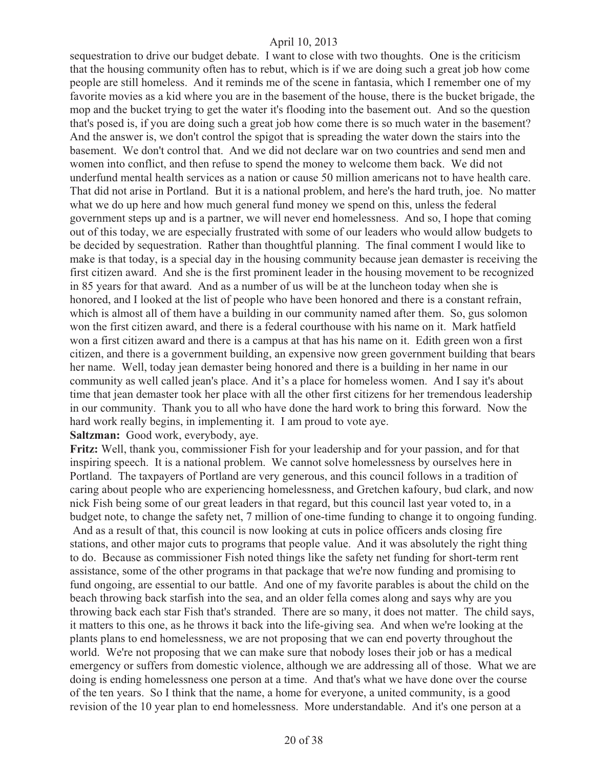sequestration to drive our budget debate. I want to close with two thoughts. One is the criticism that the housing community often has to rebut, which is if we are doing such a great job how come people are still homeless. And it reminds me of the scene in fantasia, which I remember one of my favorite movies as a kid where you are in the basement of the house, there is the bucket brigade, the mop and the bucket trying to get the water it's flooding into the basement out. And so the question that's posed is, if you are doing such a great job how come there is so much water in the basement? And the answer is, we don't control the spigot that is spreading the water down the stairs into the basement. We don't control that. And we did not declare war on two countries and send men and women into conflict, and then refuse to spend the money to welcome them back. We did not underfund mental health services as a nation or cause 50 million americans not to have health care. That did not arise in Portland. But it is a national problem, and here's the hard truth, joe. No matter what we do up here and how much general fund money we spend on this, unless the federal government steps up and is a partner, we will never end homelessness. And so, I hope that coming out of this today, we are especially frustrated with some of our leaders who would allow budgets to be decided by sequestration. Rather than thoughtful planning. The final comment I would like to make is that today, is a special day in the housing community because jean demaster is receiving the first citizen award. And she is the first prominent leader in the housing movement to be recognized in 85 years for that award. And as a number of us will be at the luncheon today when she is honored, and I looked at the list of people who have been honored and there is a constant refrain, which is almost all of them have a building in our community named after them. So, gus solomon won the first citizen award, and there is a federal courthouse with his name on it. Mark hatfield won a first citizen award and there is a campus at that has his name on it. Edith green won a first citizen, and there is a government building, an expensive now green government building that bears her name. Well, today jean demaster being honored and there is a building in her name in our community as well called jean's place. And it's a place for homeless women. And I say it's about time that jean demaster took her place with all the other first citizens for her tremendous leadership in our community. Thank you to all who have done the hard work to bring this forward. Now the hard work really begins, in implementing it. I am proud to vote aye.

**Saltzman:** Good work, everybody, aye.

**Fritz:** Well, thank you, commissioner Fish for your leadership and for your passion, and for that inspiring speech. It is a national problem. We cannot solve homelessness by ourselves here in Portland. The taxpayers of Portland are very generous, and this council follows in a tradition of caring about people who are experiencing homelessness, and Gretchen kafoury, bud clark, and now nick Fish being some of our great leaders in that regard, but this council last year voted to, in a budget note, to change the safety net, 7 million of one-time funding to change it to ongoing funding. And as a result of that, this council is now looking at cuts in police officers ands closing fire stations, and other major cuts to programs that people value. And it was absolutely the right thing to do. Because as commissioner Fish noted things like the safety net funding for short-term rent assistance, some of the other programs in that package that we're now funding and promising to fund ongoing, are essential to our battle. And one of my favorite parables is about the child on the beach throwing back starfish into the sea, and an older fella comes along and says why are you throwing back each star Fish that's stranded. There are so many, it does not matter. The child says, it matters to this one, as he throws it back into the life-giving sea. And when we're looking at the plants plans to end homelessness, we are not proposing that we can end poverty throughout the world. We're not proposing that we can make sure that nobody loses their job or has a medical emergency or suffers from domestic violence, although we are addressing all of those. What we are doing is ending homelessness one person at a time. And that's what we have done over the course of the ten years. So I think that the name, a home for everyone, a united community, is a good revision of the 10 year plan to end homelessness. More understandable. And it's one person at a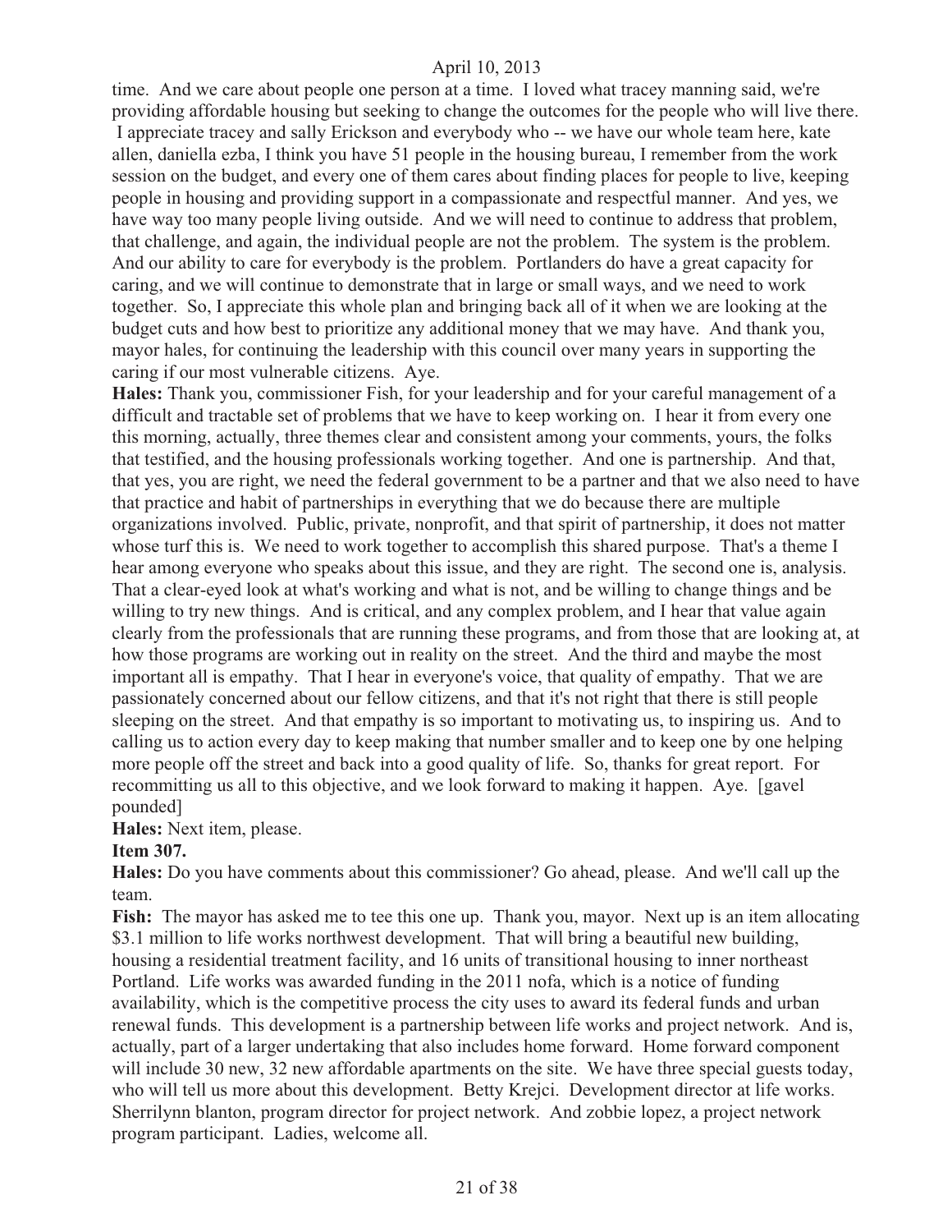time. And we care about people one person at a time. I loved what tracey manning said, we're providing affordable housing but seeking to change the outcomes for the people who will live there. I appreciate tracey and sally Erickson and everybody who -- we have our whole team here, kate allen, daniella ezba, I think you have 51 people in the housing bureau, I remember from the work session on the budget, and every one of them cares about finding places for people to live, keeping people in housing and providing support in a compassionate and respectful manner. And yes, we have way too many people living outside. And we will need to continue to address that problem, that challenge, and again, the individual people are not the problem. The system is the problem. And our ability to care for everybody is the problem. Portlanders do have a great capacity for caring, and we will continue to demonstrate that in large or small ways, and we need to work together. So, I appreciate this whole plan and bringing back all of it when we are looking at the budget cuts and how best to prioritize any additional money that we may have. And thank you, mayor hales, for continuing the leadership with this council over many years in supporting the caring if our most vulnerable citizens. Aye.

**Hales:** Thank you, commissioner Fish, for your leadership and for your careful management of a difficult and tractable set of problems that we have to keep working on. I hear it from every one this morning, actually, three themes clear and consistent among your comments, yours, the folks that testified, and the housing professionals working together. And one is partnership. And that, that yes, you are right, we need the federal government to be a partner and that we also need to have that practice and habit of partnerships in everything that we do because there are multiple organizations involved. Public, private, nonprofit, and that spirit of partnership, it does not matter whose turf this is. We need to work together to accomplish this shared purpose. That's a theme I hear among everyone who speaks about this issue, and they are right. The second one is, analysis. That a clear-eyed look at what's working and what is not, and be willing to change things and be willing to try new things. And is critical, and any complex problem, and I hear that value again clearly from the professionals that are running these programs, and from those that are looking at, at how those programs are working out in reality on the street. And the third and maybe the most important all is empathy. That I hear in everyone's voice, that quality of empathy. That we are passionately concerned about our fellow citizens, and that it's not right that there is still people sleeping on the street. And that empathy is so important to motivating us, to inspiring us. And to calling us to action every day to keep making that number smaller and to keep one by one helping more people off the street and back into a good quality of life. So, thanks for great report. For recommitting us all to this objective, and we look forward to making it happen. Aye. [gavel pounded]

**Hales:** Next item, please.

**Item 307.**

**Hales:** Do you have comments about this commissioner? Go ahead, please. And we'll call up the team.

**Fish:** The mayor has asked me to tee this one up. Thank you, mayor. Next up is an item allocating $3.1 million to life works northwest development. That will bring a beautiful new building, housing a residential treatment facility, and 16 units of transitional housing to inner northeast Portland. Life works was awarded funding in the 2011 nofa, which is a notice of funding availability, which is the competitive process the city uses to award its federal funds and urban renewal funds. This development is a partnership between life works and project network. And is, actually, part of a larger undertaking that also includes home forward. Home forward component will include 30 new, 32 new affordable apartments on the site. We have three special guests today, who will tell us more about this development. Betty Krejci. Development director at life works. Sherrilynn blanton, program director for project network. And zobbie lopez, a project network program participant. Ladies, welcome all.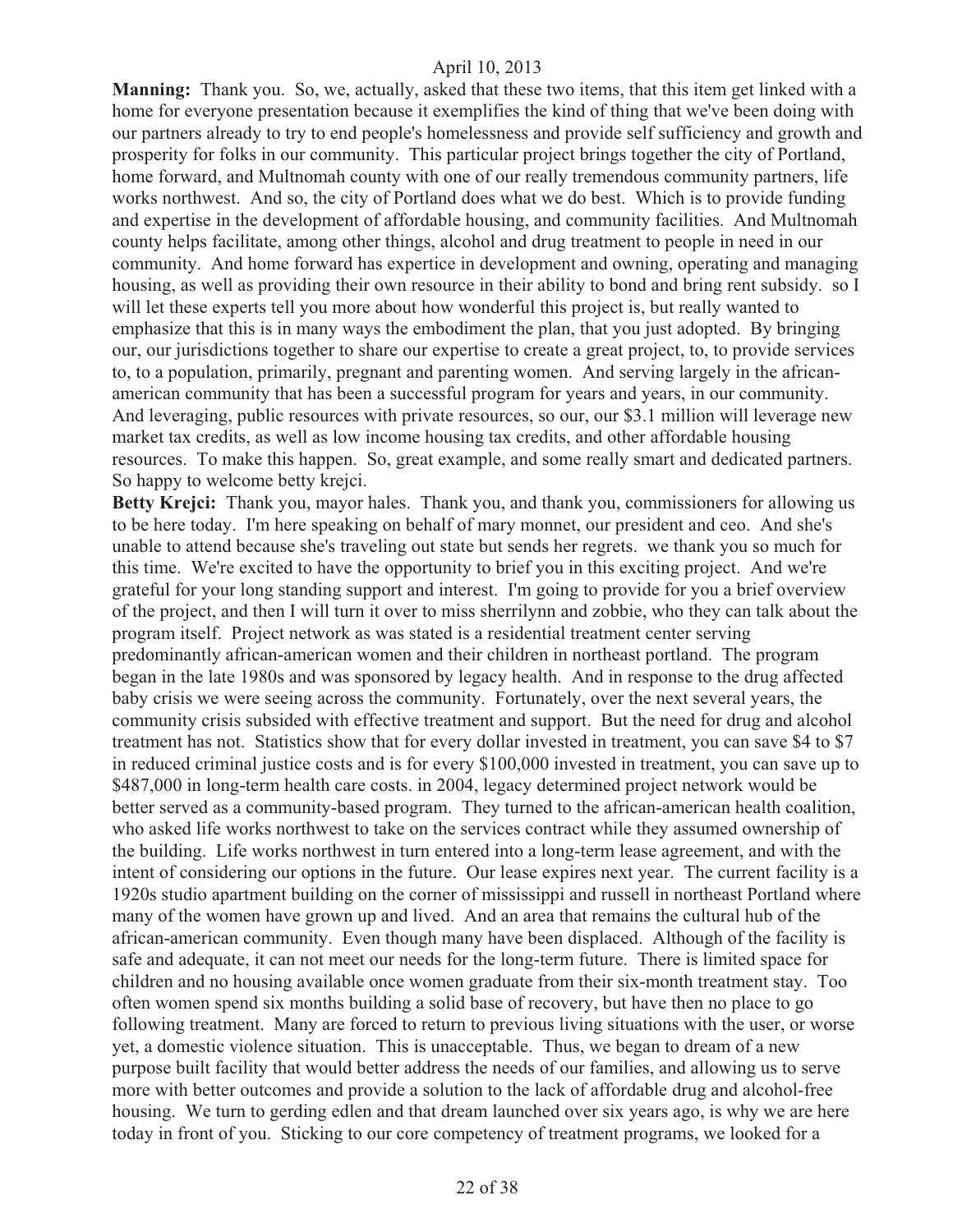**Manning:** Thank you. So, we, actually, asked that these two items, that this item get linked with a home for everyone presentation because it exemplifies the kind of thing that we've been doing with our partners already to try to end people's homelessness and provide self sufficiency and growth and prosperity for folks in our community. This particular project brings together the city of Portland, home forward, and Multnomah county with one of our really tremendous community partners, life works northwest. And so, the city of Portland does what we do best. Which is to provide funding and expertise in the development of affordable housing, and community facilities. And Multnomah county helps facilitate, among other things, alcohol and drug treatment to people in need in our community. And home forward has expertice in development and owning, operating and managing housing, as well as providing their own resource in their ability to bond and bring rent subsidy. so I will let these experts tell you more about how wonderful this project is, but really wanted to emphasize that this is in many ways the embodiment the plan, that you just adopted. By bringing our, our jurisdictions together to share our expertise to create a great project, to, to provide services to, to a population, primarily, pregnant and parenting women. And serving largely in the african-american community that has been a successful program for years and years, in our community. And leveraging, public resources with private resources, so our, our $3.1 million will leverage new market tax credits, as well as low income housing tax credits, and other affordable housing resources. To make this happen. So, great example, and some really smart and dedicated partners. So happy to welcome betty krejci.

**Betty Krejci:** Thank you, mayor hales. Thank you, and thank you, commissioners for allowing us to be here today. I'm here speaking on behalf of mary monnet, our president and ceo. And she's unable to attend because she's traveling out state but sends her regrets. we thank you so much for this time. We're excited to have the opportunity to brief you in this exciting project. And we're grateful for your long standing support and interest. I'm going to provide for you a brief overview of the project, and then I will turn it over to miss sherrilynn and zobbie, who they can talk about the program itself. Project network as was stated is a residential treatment center serving predominantly african-american women and their children in northeast portland. The program began in the late 1980s and was sponsored by legacy health. And in response to the drug affected baby crisis we were seeing across the community. Fortunately, over the next several years, the community crisis subsided with effective treatment and support. But the need for drug and alcohol treatment has not. Statistics show that for every dollar invested in treatment, you can save $4 to $7 in reduced criminal justice costs and is for every $100,000 invested in treatment, you can save up to $487,000 in long-term health care costs. in 2004, legacy determined project network would be better served as a community-based program. They turned to the african-american health coalition, who asked life works northwest to take on the services contract while they assumed ownership of the building. Life works northwest in turn entered into a long-term lease agreement, and with the intent of considering our options in the future. Our lease expires next year. The current facility is a 1920s studio apartment building on the corner of mississippi and russell in northeast Portland where many of the women have grown up and lived. And an area that remains the cultural hub of the african-american community. Even though many have been displaced. Although of the facility is safe and adequate, it can not meet our needs for the long-term future. There is limited space for children and no housing available once women graduate from their six-month treatment stay. Too often women spend six months building a solid base of recovery, but have then no place to go following treatment. Many are forced to return to previous living situations with the user, or worse yet, a domestic violence situation. This is unacceptable. Thus, we began to dream of a new purpose built facility that would better address the needs of our families, and allowing us to serve more with better outcomes and provide a solution to the lack of affordable drug and alcohol-free housing. We turn to gerding edlen and that dream launched over six years ago, is why we are here today in front of you. Sticking to our core competency of treatment programs, we looked for a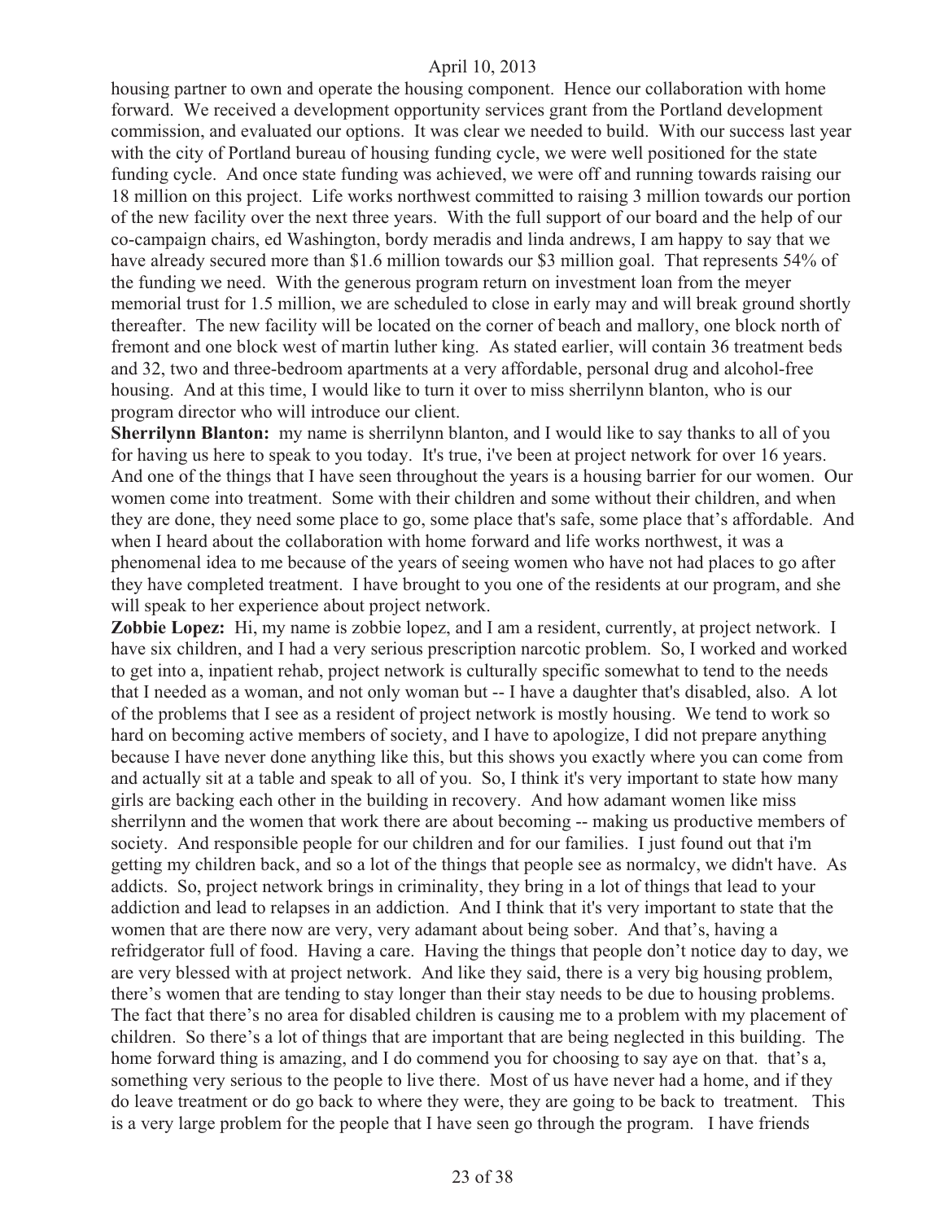housing partner to own and operate the housing component. Hence our collaboration with home forward. We received a development opportunity services grant from the Portland development commission, and evaluated our options. It was clear we needed to build. With our success last year with the city of Portland bureau of housing funding cycle, we were well positioned for the state funding cycle. And once state funding was achieved, we were off and running towards raising our 18 million on this project. Life works northwest committed to raising 3 million towards our portion of the new facility over the next three years. With the full support of our board and the help of our co-campaign chairs, ed Washington, bordy meradis and linda andrews, I am happy to say that we have already secured more than $1.6 million towards our $3 million goal. That represents 54% of the funding we need. With the generous program return on investment loan from the meyer memorial trust for 1.5 million, we are scheduled to close in early may and will break ground shortly thereafter. The new facility will be located on the corner of beach and mallory, one block north of fremont and one block west of martin luther king. As stated earlier, will contain 36 treatment beds and 32, two and three-bedroom apartments at a very affordable, personal drug and alcohol-free housing. And at this time, I would like to turn it over to miss sherrilynn blanton, who is our program director who will introduce our client.

**Sherrilynn Blanton:** my name is sherrilynn blanton, and I would like to say thanks to all of you for having us here to speak to you today. It's true, i've been at project network for over 16 years. And one of the things that I have seen throughout the years is a housing barrier for our women. Our women come into treatment. Some with their children and some without their children, and when they are done, they need some place to go, some place that's safe, some place that's affordable. And when I heard about the collaboration with home forward and life works northwest, it was a phenomenal idea to me because of the years of seeing women who have not had places to go after they have completed treatment. I have brought to you one of the residents at our program, and she will speak to her experience about project network.

**Zobbie Lopez:** Hi, my name is zobbie lopez, and I am a resident, currently, at project network. I have six children, and I had a very serious prescription narcotic problem. So, I worked and worked to get into a, inpatient rehab, project network is culturally specific somewhat to tend to the needs that I needed as a woman, and not only woman but -- I have a daughter that's disabled, also. A lot of the problems that I see as a resident of project network is mostly housing. We tend to work so hard on becoming active members of society, and I have to apologize, I did not prepare anything because I have never done anything like this, but this shows you exactly where you can come from and actually sit at a table and speak to all of you. So, I think it's very important to state how many girls are backing each other in the building in recovery. And how adamant women like miss sherrilynn and the women that work there are about becoming -- making us productive members of society. And responsible people for our children and for our families. I just found out that i'm getting my children back, and so a lot of the things that people see as normalcy, we didn't have. As addicts. So, project network brings in criminality, they bring in a lot of things that lead to your addiction and lead to relapses in an addiction. And I think that it's very important to state that the women that are there now are very, very adamant about being sober. And that's, having a refridgerator full of food. Having a care. Having the things that people don't notice day to day, we are very blessed with at project network. And like they said, there is a very big housing problem, there's women that are tending to stay longer than their stay needs to be due to housing problems. The fact that there's no area for disabled children is causing me to a problem with my placement of children. So there's a lot of things that are important that are being neglected in this building. The home forward thing is amazing, and I do commend you for choosing to say aye on that. that's a, something very serious to the people to live there. Most of us have never had a home, and if they do leave treatment or do go back to where they were, they are going to be back to treatment. This is a very large problem for the people that I have seen go through the program. I have friends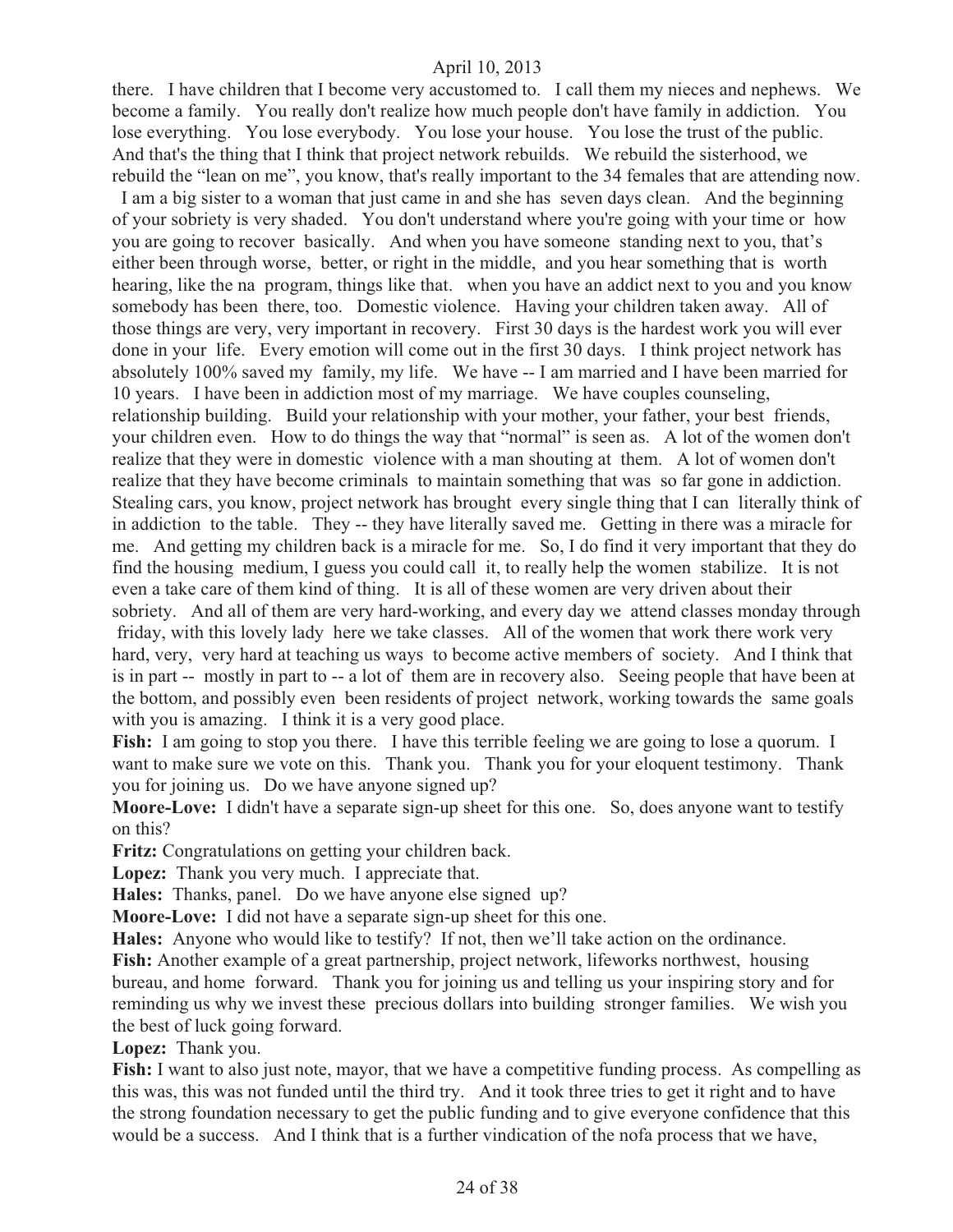there. I have children that I become very accustomed to. I call them my nieces and nephews. We become a family. You really don't realize how much people don't have family in addiction. You lose everything. You lose everybody. You lose your house. You lose the trust of the public. And that's the thing that I think that project network rebuilds. We rebuild the sisterhood, we rebuild the "lean on me", you know, that's really important to the 34 females that are attending now. I am a big sister to a woman that just came in and she has seven days clean. And the beginning of your sobriety is very shaded. You don't understand where you're going with your time or how you are going to recover basically. And when you have someone standing next to you, that's either been through worse, better, or right in the middle, and you hear something that is worth hearing, like the na program, things like that. when you have an addict next to you and you know somebody has been there, too. Domestic violence. Having your children taken away. All of those things are very, very important in recovery. First 30 days is the hardest work you will ever done in your life. Every emotion will come out in the first 30 days. I think project network has absolutely 100% saved my family, my life. We have -- I am married and I have been married for 10 years. I have been in addiction most of my marriage. We have couples counseling, relationship building. Build your relationship with your mother, your father, your best friends, your children even. How to do things the way that "normal" is seen as. A lot of the women don't realize that they were in domestic violence with a man shouting at them. A lot of women don't realize that they have become criminals to maintain something that was so far gone in addiction. Stealing cars, you know, project network has brought every single thing that I can literally think of in addiction to the table. They -- they have literally saved me. Getting in there was a miracle for me. And getting my children back is a miracle for me. So, I do find it very important that they do find the housing medium, I guess you could call it, to really help the women stabilize. It is not even a take care of them kind of thing. It is all of these women are very driven about their sobriety. And all of them are very hard-working, and every day we attend classes monday through friday, with this lovely lady here we take classes. All of the women that work there work very hard, very, very hard at teaching us ways to become active members of society. And I think that is in part -- mostly in part to -- a lot of them are in recovery also. Seeing people that have been at the bottom, and possibly even been residents of project network, working towards the same goals with you is amazing. I think it is a very good place.

**Fish:** I am going to stop you there. I have this terrible feeling we are going to lose a quorum. I want to make sure we vote on this. Thank you. Thank you for your eloquent testimony. Thank you for joining us. Do we have anyone signed up?

**Moore-Love:** I didn't have a separate sign-up sheet for this one. So, does anyone want to testify on this?

**Fritz:** Congratulations on getting your children back.

**Lopez:** Thank you very much. I appreciate that.

**Hales:** Thanks, panel. Do we have anyone else signed up?

**Moore-Love:** I did not have a separate sign-up sheet for this one.

**Hales:** Anyone who would like to testify? If not, then we'll take action on the ordinance.

**Fish:** Another example of a great partnership, project network, lifeworks northwest, housing bureau, and home forward. Thank you for joining us and telling us your inspiring story and for reminding us why we invest these precious dollars into building stronger families. We wish you the best of luck going forward.

**Lopez:** Thank you.

**Fish:** I want to also just note, mayor, that we have a competitive funding process. As compelling as this was, this was not funded until the third try. And it took three tries to get it right and to have the strong foundation necessary to get the public funding and to give everyone confidence that this would be a success. And I think that is a further vindication of the nofa process that we have,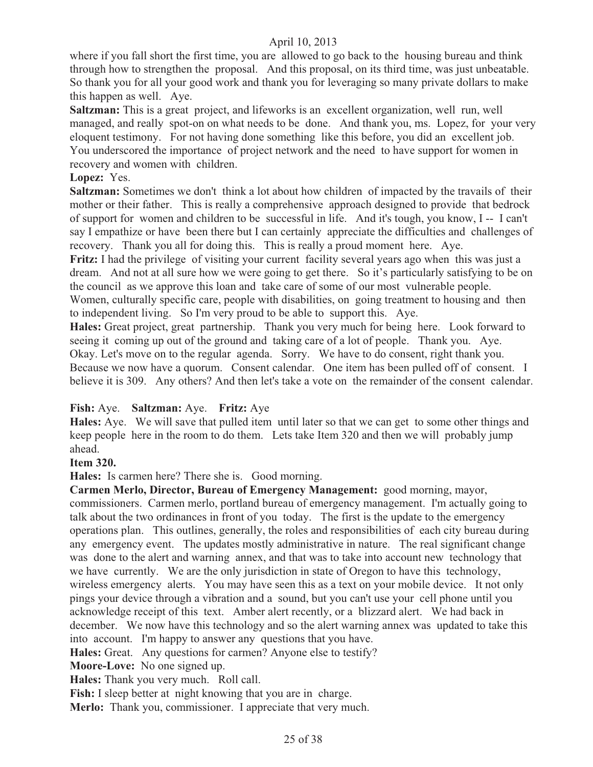where if you fall short the first time, you are allowed to go back to the housing bureau and think through how to strengthen the proposal. And this proposal, on its third time, was just unbeatable. So thank you for all your good work and thank you for leveraging so many private dollars to make this happen as well. Aye.

**Saltzman:** This is a great project, and lifeworks is an excellent organization, well run, well managed, and really spot-on on what needs to be done. And thank you, ms. Lopez, for your very eloquent testimony. For not having done something like this before, you did an excellent job. You underscored the importance of project network and the need to have support for women in recovery and women with children.

**Lopez:** Yes.

**Saltzman:** Sometimes we don't think a lot about how children of impacted by the travails of their mother or their father. This is really a comprehensive approach designed to provide that bedrock of support for women and children to be successful in life. And it's tough, you know, I -- I can't say I empathize or have been there but I can certainly appreciate the difficulties and challenges of recovery. Thank you all for doing this. This is really a proud moment here. Aye.

**Fritz:** I had the privilege of visiting your current facility several years ago when this was just a dream. And not at all sure how we were going to get there. So it's particularly satisfying to be on the council as we approve this loan and take care of some of our most vulnerable people. Women, culturally specific care, people with disabilities, on going treatment to housing and then to independent living. So I'm very proud to be able to support this. Aye.

**Hales:** Great project, great partnership. Thank you very much for being here. Look forward to seeing it coming up out of the ground and taking care of a lot of people. Thank you. Aye. Okay. Let's move on to the regular agenda. Sorry. We have to do consent, right thank you. Because we now have a quorum. Consent calendar. One item has been pulled off of consent. I believe it is 309. Any others? And then let's take a vote on the remainder of the consent calendar.

**Fish:** Aye. **Saltzman:** Aye. **Fritz:** Aye

**Hales:** Aye. We will save that pulled item until later so that we can get to some other things and keep people here in the room to do them. Lets take Item 320 and then we will probably jump ahead.

**Item 320.**

**Hales:** Is carmen here? There she is. Good morning.

**Carmen Merlo, Director, Bureau of Emergency Management:** good morning, mayor, commissioners. Carmen merlo, portland bureau of emergency management. I'm actually going to talk about the two ordinances in front of you today. The first is the update to the emergency operations plan. This outlines, generally, the roles and responsibilities of each city bureau during any emergency event. The updates mostly administrative in nature. The real significant change was done to the alert and warning annex, and that was to take into account new technology that we have currently. We are the only jurisdiction in state of Oregon to have this technology, wireless emergency alerts. You may have seen this as a text on your mobile device. It not only pings your device through a vibration and a sound, but you can't use your cell phone until you acknowledge receipt of this text. Amber alert recently, or a blizzard alert. We had back in december. We now have this technology and so the alert warning annex was updated to take this into account. I'm happy to answer any questions that you have.

**Hales:** Great. Any questions for carmen? Anyone else to testify?

**Moore-Love:** No one signed up.

**Hales:** Thank you very much. Roll call.

**Fish:** I sleep better at night knowing that you are in charge.

**Merlo:** Thank you, commissioner. I appreciate that very much.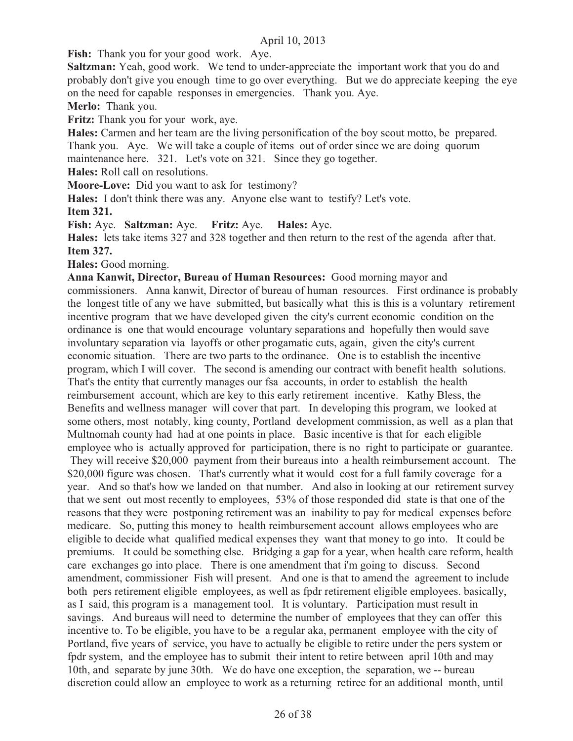**Fish:** Thank you for your good work. Aye.

**Saltzman:** Yeah, good work. We tend to under-appreciate the important work that you do and probably don't give you enough time to go over everything. But we do appreciate keeping the eye on the need for capable responses in emergencies. Thank you. Aye.

**Merlo:** Thank you.

**Fritz:** Thank you for your work, aye.

**Hales:** Carmen and her team are the living personification of the boy scout motto, be prepared. Thank you. Aye. We will take a couple of items out of order since we are doing quorum maintenance here. 321. Let's vote on 321. Since they go together.

**Hales:** Roll call on resolutions.

**Moore-Love:** Did you want to ask for testimony?

**Hales:** I don't think there was any. Anyone else want to testify? Let's vote.

**Item 321.**

**Fish:** Aye. **Saltzman:** Aye. **Fritz:** Aye. **Hales:** Aye.

**Hales:** lets take items 327 and 328 together and then return to the rest of the agenda after that.

**Item 327.**

**Hales:** Good morning.

**Anna Kanwit, Director, Bureau of Human Resources:** Good morning mayor and commissioners. Anna kanwit, Director of bureau of human resources. First ordinance is probably the longest title of any we have submitted, but basically what this is this is a voluntary retirement incentive program that we have developed given the city's current economic condition on the ordinance is one that would encourage voluntary separations and hopefully then would save involuntary separation via layoffs or other progamatic cuts, again, given the city's current economic situation. There are two parts to the ordinance. One is to establish the incentive program, which I will cover. The second is amending our contract with benefit health solutions. That's the entity that currently manages our fsa accounts, in order to establish the health reimbursement account, which are key to this early retirement incentive. Kathy Bless, the Benefits and wellness manager will cover that part. In developing this program, we looked at some others, most notably, king county, Portland development commission, as well as a plan that Multnomah county had had at one points in place. Basic incentive is that for each eligible employee who is actually approved for participation, there is no right to participate or guarantee. They will receive $20,000 payment from their bureaus into a health reimbursement account. The $20,000 figure was chosen. That's currently what it would cost for a full family coverage for a year. And so that's how we landed on that number. And also in looking at our retirement survey that we sent out most recently to employees, 53% of those responded did state is that one of the reasons that they were postponing retirement was an inability to pay for medical expenses before medicare. So, putting this money to health reimbursement account allows employees who are eligible to decide what qualified medical expenses they want that money to go into. It could be premiums. It could be something else. Bridging a gap for a year, when health care reform, health care exchanges go into place. There is one amendment that i'm going to discuss. Second amendment, commissioner Fish will present. And one is that to amend the agreement to include both pers retirement eligible employees, as well as fpdr retirement eligible employees. basically, as I said, this program is a management tool. It is voluntary. Participation must result in savings. And bureaus will need to determine the number of employees that they can offer this incentive to. To be eligible, you have to be a regular aka, permanent employee with the city of Portland, five years of service, you have to actually be eligible to retire under the pers system or fpdr system, and the employee has to submit their intent to retire between april 10th and may 10th, and separate by june 30th. We do have one exception, the separation, we -- bureau discretion could allow an employee to work as a returning retiree for an additional month, until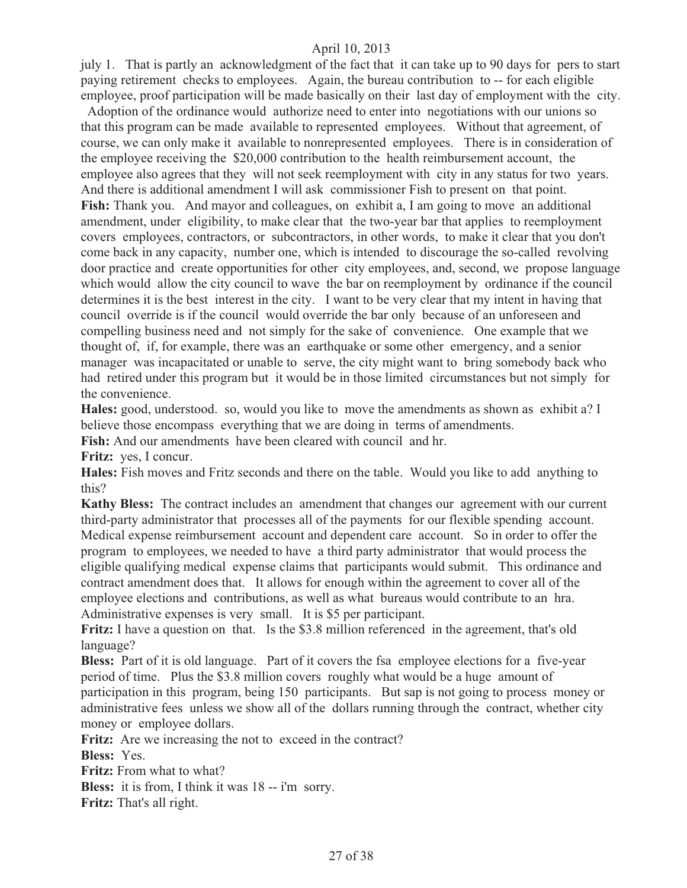july 1. That is partly an acknowledgment of the fact that it can take up to 90 days for pers to start paying retirement checks to employees. Again, the bureau contribution to -- for each eligible employee, proof participation will be made basically on their last day of employment with the city.

Adoption of the ordinance would authorize need to enter into negotiations with our unions so that this program can be made available to represented employees. Without that agreement, of course, we can only make it available to nonrepresented employees. There is in consideration of the employee receiving the $20,000 contribution to the health reimbursement account, the employee also agrees that they will not seek reemployment with city in any status for two years. And there is additional amendment I will ask commissioner Fish to present on that point.

**Fish:** Thank you. And mayor and colleagues, on exhibit a, I am going to move an additional amendment, under eligibility, to make clear that the two-year bar that applies to reemployment covers employees, contractors, or subcontractors, in other words, to make it clear that you don't come back in any capacity, number one, which is intended to discourage the so-called revolving door practice and create opportunities for other city employees, and, second, we propose language which would allow the city council to wave the bar on reemployment by ordinance if the council determines it is the best interest in the city. I want to be very clear that my intent in having that council override is if the council would override the bar only because of an unforeseen and compelling business need and not simply for the sake of convenience. One example that we thought of, if, for example, there was an earthquake or some other emergency, and a senior manager was incapacitated or unable to serve, the city might want to bring somebody back who had retired under this program but it would be in those limited circumstances but not simply for the convenience.

**Hales:** good, understood. so, would you like to move the amendments as shown as exhibit a? I believe those encompass everything that we are doing in terms of amendments.

**Fish:** And our amendments have been cleared with council and hr.

**Fritz:** yes, I concur.

**Hales:** Fish moves and Fritz seconds and there on the table. Would you like to add anything to this?

**Kathy Bless:** The contract includes an amendment that changes our agreement with our current third-party administrator that processes all of the payments for our flexible spending account. Medical expense reimbursement account and dependent care account. So in order to offer the program to employees, we needed to have a third party administrator that would process the eligible qualifying medical expense claims that participants would submit. This ordinance and contract amendment does that. It allows for enough within the agreement to cover all of the employee elections and contributions, as well as what bureaus would contribute to an hra. Administrative expenses is very small. It is $5 per participant.

**Fritz:** I have a question on that. Is the $3.8 million referenced in the agreement, that's old language?

**Bless:** Part of it is old language. Part of it covers the fsa employee elections for a five-year period of time. Plus the $3.8 million covers roughly what would be a huge amount of participation in this program, being 150 participants. But sap is not going to process money or administrative fees unless we show all of the dollars running through the contract, whether city money or employee dollars.

**Fritz:** Are we increasing the not to exceed in the contract?

**Bless:** Yes.

**Fritz:** From what to what?

**Bless:** it is from, I think it was 18 -- i'm sorry.

**Fritz:** That's all right.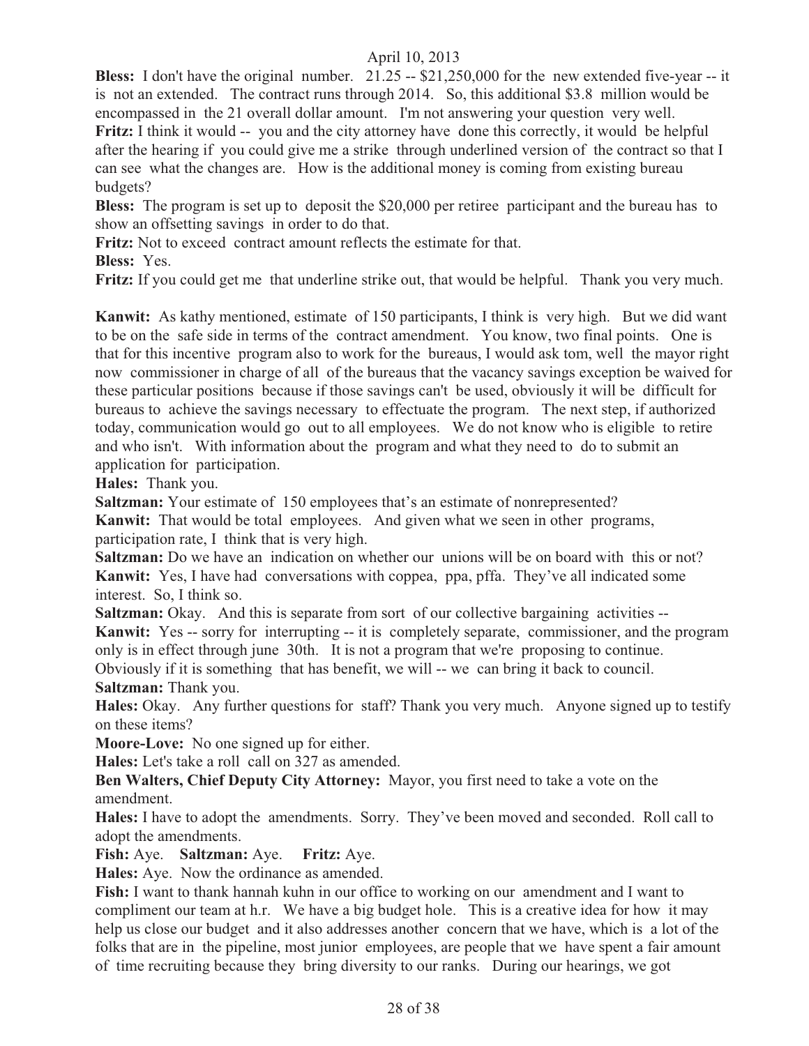**Bless:** I don't have the original number. 21.25 -- $21,250,000 for the new extended five-year -- it is not an extended. The contract runs through 2014. So, this additional $3.8 million would be encompassed in the 21 overall dollar amount. I'm not answering your question very well.

**Fritz:** I think it would -- you and the city attorney have done this correctly, it would be helpful after the hearing if you could give me a strike through underlined version of the contract so that I can see what the changes are. How is the additional money is coming from existing bureau budgets?

**Bless:** The program is set up to deposit the $20,000 per retiree participant and the bureau has to show an offsetting savings in order to do that.

**Fritz:** Not to exceed contract amount reflects the estimate for that.

**Bless:** Yes.

**Fritz:** If you could get me that underline strike out, that would be helpful. Thank you very much.

**Kanwit:** As kathy mentioned, estimate of 150 participants, I think is very high. But we did want to be on the safe side in terms of the contract amendment. You know, two final points. One is that for this incentive program also to work for the bureaus, I would ask tom, well the mayor right now commissioner in charge of all of the bureaus that the vacancy savings exception be waived for these particular positions because if those savings can't be used, obviously it will be difficult for bureaus to achieve the savings necessary to effectuate the program. The next step, if authorized today, communication would go out to all employees. We do not know who is eligible to retire and who isn't. With information about the program and what they need to do to submit an application for participation.

**Hales:** Thank you.

**Saltzman:** Your estimate of 150 employees that's an estimate of nonrepresented?

**Kanwit:** That would be total employees. And given what we seen in other programs, participation rate, I think that is very high.

**Saltzman:** Do we have an indication on whether our unions will be on board with this or not?

**Kanwit:** Yes, I have had conversations with coppea, ppa, pffa. They've all indicated some interest. So, I think so.

**Saltzman:** Okay. And this is separate from sort of our collective bargaining activities --

**Kanwit:** Yes -- sorry for interrupting -- it is completely separate, commissioner, and the program only is in effect through june 30th. It is not a program that we're proposing to continue. Obviously if it is something that has benefit, we will -- we can bring it back to council.

**Saltzman:** Thank you.

**Hales:** Okay. Any further questions for staff? Thank you very much. Anyone signed up to testify on these items?

**Moore-Love:** No one signed up for either.

**Hales:** Let's take a roll call on 327 as amended.

**Ben Walters, Chief Deputy City Attorney:** Mayor, you first need to take a vote on the amendment.

**Hales:** I have to adopt the amendments. Sorry. They've been moved and seconded. Roll call to adopt the amendments.

**Fish:** Aye. **Saltzman:** Aye. **Fritz:** Aye.

**Hales:** Aye. Now the ordinance as amended.

**Fish:** I want to thank hannah kuhn in our office to working on our amendment and I want to compliment our team at h.r. We have a big budget hole. This is a creative idea for how it may help us close our budget and it also addresses another concern that we have, which is a lot of the folks that are in the pipeline, most junior employees, are people that we have spent a fair amount of time recruiting because they bring diversity to our ranks. During our hearings, we got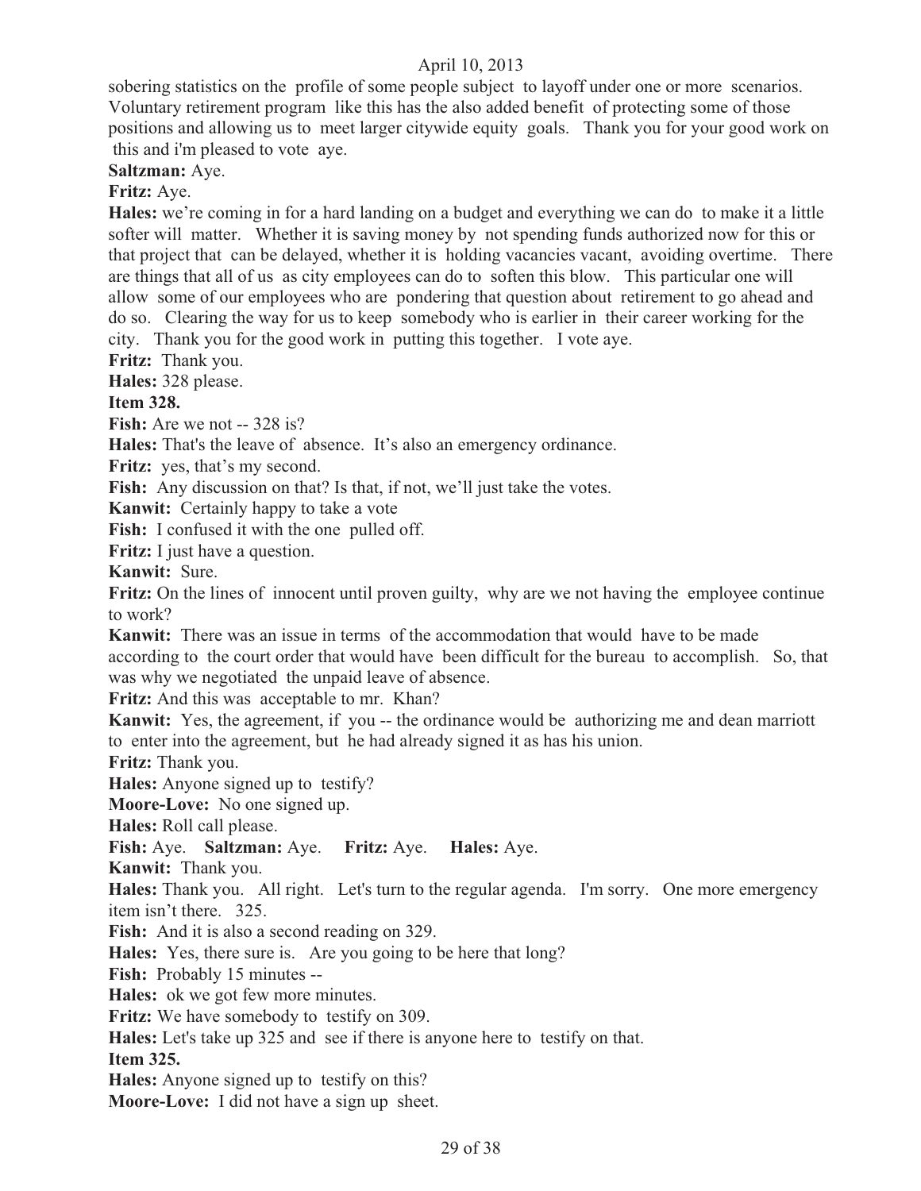sobering statistics on the profile of some people subject to layoff under one or more scenarios. Voluntary retirement program like this has the also added benefit of protecting some of those positions and allowing us to meet larger citywide equity goals. Thank you for your good work on this and i'm pleased to vote aye.

**Saltzman:** Aye.

**Fritz:** Aye.

**Hales:** we're coming in for a hard landing on a budget and everything we can do to make it a little softer will matter. Whether it is saving money by not spending funds authorized now for this or that project that can be delayed, whether it is holding vacancies vacant, avoiding overtime. There are things that all of us as city employees can do to soften this blow. This particular one will allow some of our employees who are pondering that question about retirement to go ahead and do so. Clearing the way for us to keep somebody who is earlier in their career working for the city. Thank you for the good work in putting this together. I vote aye.

**Fritz:** Thank you.

**Hales:** 328 please.

**Item 328.**

**Fish:** Are we not -- 328 is?

**Hales:** That's the leave of absence. It's also an emergency ordinance.

**Fritz:** yes, that's my second.

**Fish:** Any discussion on that? Is that, if not, we'll just take the votes.

**Kanwit:** Certainly happy to take a vote

**Fish:** I confused it with the one pulled off.

**Fritz:** I just have a question.

**Kanwit:** Sure.

**Fritz:** On the lines of innocent until proven guilty, why are we not having the employee continue to work?

**Kanwit:** There was an issue in terms of the accommodation that would have to be made according to the court order that would have been difficult for the bureau to accomplish. So, that was why we negotiated the unpaid leave of absence.

**Fritz:** And this was acceptable to mr. Khan?

**Kanwit:** Yes, the agreement, if you -- the ordinance would be authorizing me and dean marriott to enter into the agreement, but he had already signed it as has his union.

**Fritz:** Thank you.

**Hales:** Anyone signed up to testify?

**Moore-Love:** No one signed up.

**Hales:** Roll call please.

**Fish:** Aye. **Saltzman:** Aye. **Fritz:** Aye. **Hales:** Aye.

**Kanwit:** Thank you.

**Hales:** Thank you. All right. Let's turn to the regular agenda. I'm sorry. One more emergency item isn't there. 325.

**Fish:** And it is also a second reading on 329.

**Hales:** Yes, there sure is. Are you going to be here that long?

**Fish:** Probably 15 minutes --

**Hales:** ok we got few more minutes.

**Fritz:** We have somebody to testify on 309.

**Hales:** Let's take up 325 and see if there is anyone here to testify on that.

**Item 325.**

**Hales:** Anyone signed up to testify on this?

**Moore-Love:** I did not have a sign up sheet.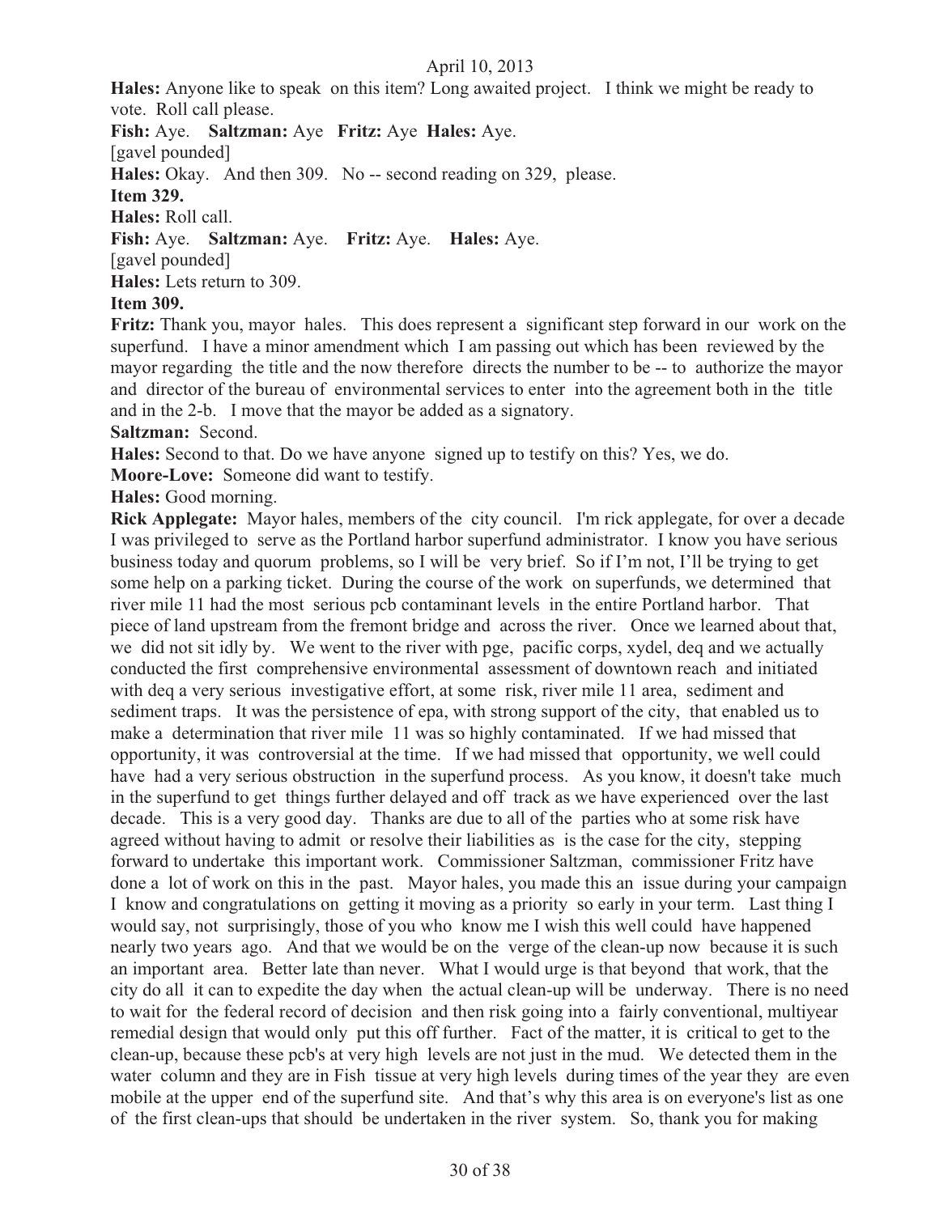**Hales:** Anyone like to speak on this item? Long awaited project. I think we might be ready to vote. Roll call please.

**Fish:** Aye. **Saltzman:** Aye **Fritz:** Aye **Hales:** Aye.

[gavel pounded]

**Hales:** Okay. And then 309. No -- second reading on 329, please.

**Item 329.**

**Hales:** Roll call.

**Fish:** Aye. **Saltzman:** Aye. **Fritz:** Aye. **Hales:** Aye.

[gavel pounded]

**Hales:** Lets return to 309.

**Item 309.**

**Fritz:** Thank you, mayor hales. This does represent a significant step forward in our work on the superfund. I have a minor amendment which I am passing out which has been reviewed by the mayor regarding the title and the now therefore directs the number to be -- to authorize the mayor and director of the bureau of environmental services to enter into the agreement both in the title and in the 2-b. I move that the mayor be added as a signatory.

**Saltzman:** Second.

**Hales:** Second to that. Do we have anyone signed up to testify on this? Yes, we do.

**Moore-Love:** Someone did want to testify.

**Hales:** Good morning.

**Rick Applegate:** Mayor hales, members of the city council. I'm rick applegate, for over a decade I was privileged to serve as the Portland harbor superfund administrator. I know you have serious business today and quorum problems, so I will be very brief. So if I'm not, I'll be trying to get some help on a parking ticket. During the course of the work on superfunds, we determined that river mile 11 had the most serious pcb contaminant levels in the entire Portland harbor. That piece of land upstream from the fremont bridge and across the river. Once we learned about that, we did not sit idly by. We went to the river with pge, pacific corps, xydel, deq and we actually conducted the first comprehensive environmental assessment of downtown reach and initiated with deq a very serious investigative effort, at some risk, river mile 11 area, sediment and sediment traps. It was the persistence of epa, with strong support of the city, that enabled us to make a determination that river mile 11 was so highly contaminated. If we had missed that opportunity, it was controversial at the time. If we had missed that opportunity, we well could have had a very serious obstruction in the superfund process. As you know, it doesn't take much in the superfund to get things further delayed and off track as we have experienced over the last decade. This is a very good day. Thanks are due to all of the parties who at some risk have agreed without having to admit or resolve their liabilities as is the case for the city, stepping forward to undertake this important work. Commissioner Saltzman, commissioner Fritz have done a lot of work on this in the past. Mayor hales, you made this an issue during your campaign I know and congratulations on getting it moving as a priority so early in your term. Last thing I would say, not surprisingly, those of you who know me I wish this well could have happened nearly two years ago. And that we would be on the verge of the clean-up now because it is such an important area. Better late than never. What I would urge is that beyond that work, that the city do all it can to expedite the day when the actual clean-up will be underway. There is no need to wait for the federal record of decision and then risk going into a fairly conventional, multiyear remedial design that would only put this off further. Fact of the matter, it is critical to get to the clean-up, because these pcb's at very high levels are not just in the mud. We detected them in the water column and they are in Fish tissue at very high levels during times of the year they are even mobile at the upper end of the superfund site. And that's why this area is on everyone's list as one of the first clean-ups that should be undertaken in the river system. So, thank you for making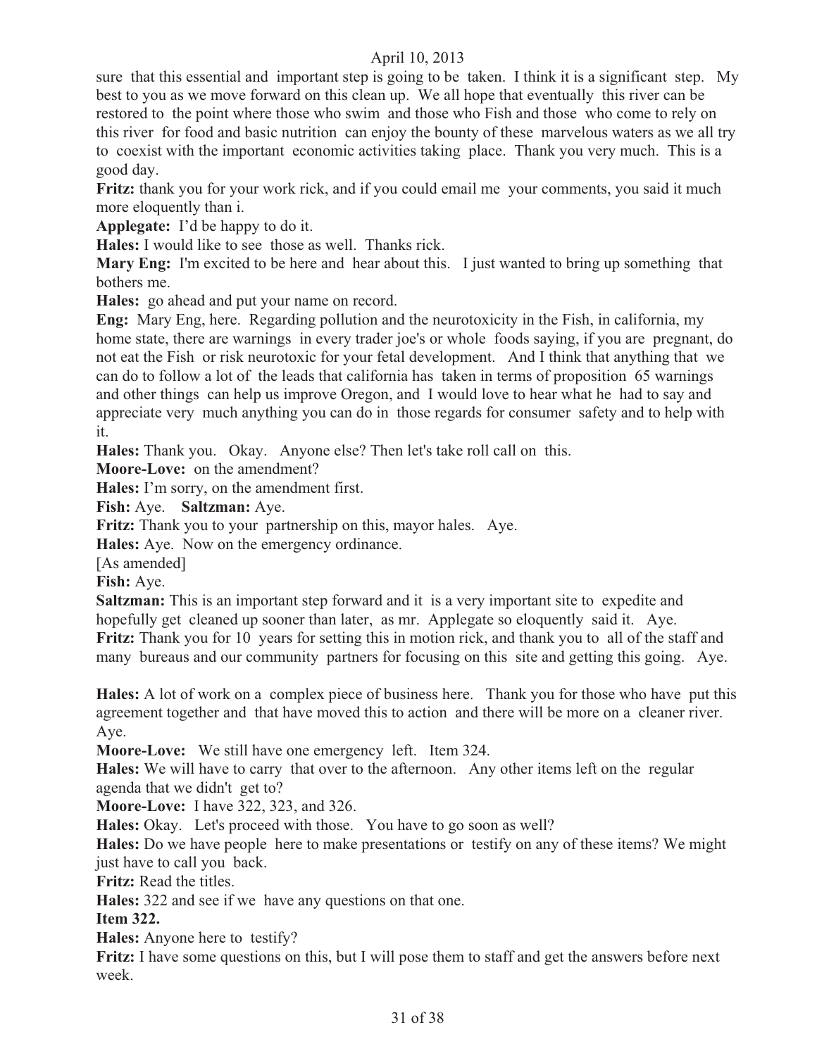sure that this essential and important step is going to be taken. I think it is a significant step. My best to you as we move forward on this clean up. We all hope that eventually this river can be restored to the point where those who swim and those who Fish and those who come to rely on this river for food and basic nutrition can enjoy the bounty of these marvelous waters as we all try to coexist with the important economic activities taking place. Thank you very much. This is a good day.

**Fritz:** thank you for your work rick, and if you could email me your comments, you said it much more eloquently than i.

**Applegate:** I'd be happy to do it.

**Hales:** I would like to see those as well. Thanks rick.

**Mary Eng:** I'm excited to be here and hear about this. I just wanted to bring up something that bothers me.

**Hales:** go ahead and put your name on record.

**Eng:** Mary Eng, here. Regarding pollution and the neurotoxicity in the Fish, in california, my home state, there are warnings in every trader joe's or whole foods saying, if you are pregnant, do not eat the Fish or risk neurotoxic for your fetal development. And I think that anything that we can do to follow a lot of the leads that california has taken in terms of proposition 65 warnings and other things can help us improve Oregon, and I would love to hear what he had to say and appreciate very much anything you can do in those regards for consumer safety and to help with it.

**Hales:** Thank you. Okay. Anyone else? Then let's take roll call on this.

**Moore-Love:** on the amendment?

**Hales:** I'm sorry, on the amendment first.

**Fish:** Aye. **Saltzman:** Aye.

**Fritz:** Thank you to your partnership on this, mayor hales. Aye.

**Hales:** Aye. Now on the emergency ordinance.

[As amended]

**Fish:** Aye.

**Saltzman:** This is an important step forward and it is a very important site to expedite and hopefully get cleaned up sooner than later, as mr. Applegate so eloquently said it. Aye.

**Fritz:** Thank you for 10 years for setting this in motion rick, and thank you to all of the staff and many bureaus and our community partners for focusing on this site and getting this going. Aye.

**Hales:** A lot of work on a complex piece of business here. Thank you for those who have put this agreement together and that have moved this to action and there will be more on a cleaner river. Aye.

**Moore-Love:** We still have one emergency left. Item 324.

**Hales:** We will have to carry that over to the afternoon. Any other items left on the regular agenda that we didn't get to?

**Moore-Love:** I have 322, 323, and 326.

**Hales:** Okay. Let's proceed with those. You have to go soon as well?

**Hales:** Do we have people here to make presentations or testify on any of these items? We might just have to call you back.

**Fritz:** Read the titles.

**Hales:** 322 and see if we have any questions on that one.

**Item 322.**

**Hales:** Anyone here to testify?

**Fritz:** I have some questions on this, but I will pose them to staff and get the answers before next week.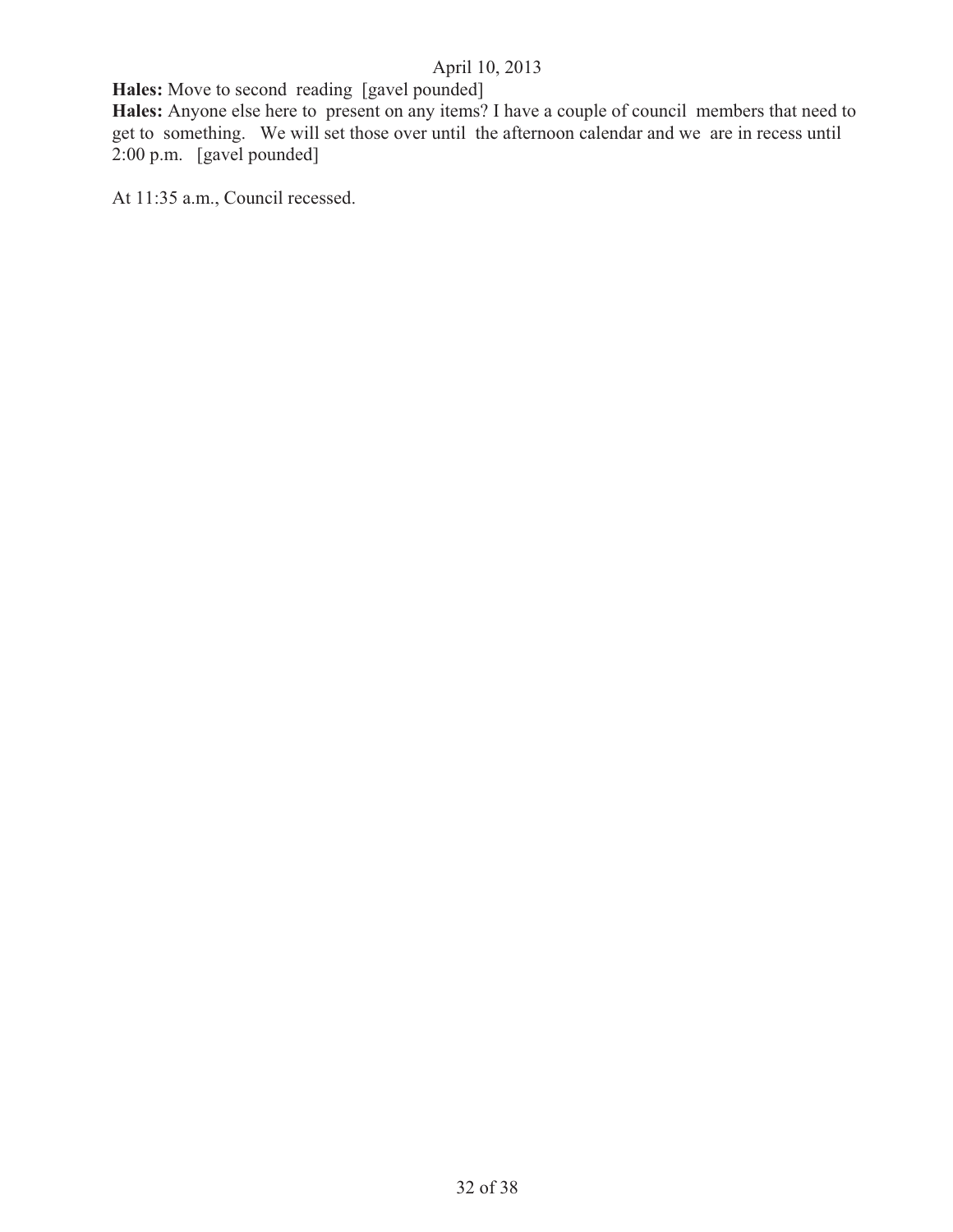**Hales:** Move to second reading [gavel pounded]

**Hales:** Anyone else here to present on any items? I have a couple of council members that need to get to something. We will set those over until the afternoon calendar and we are in recess until 2:00 p.m. [gavel pounded]

At 11:35 a.m., Council recessed.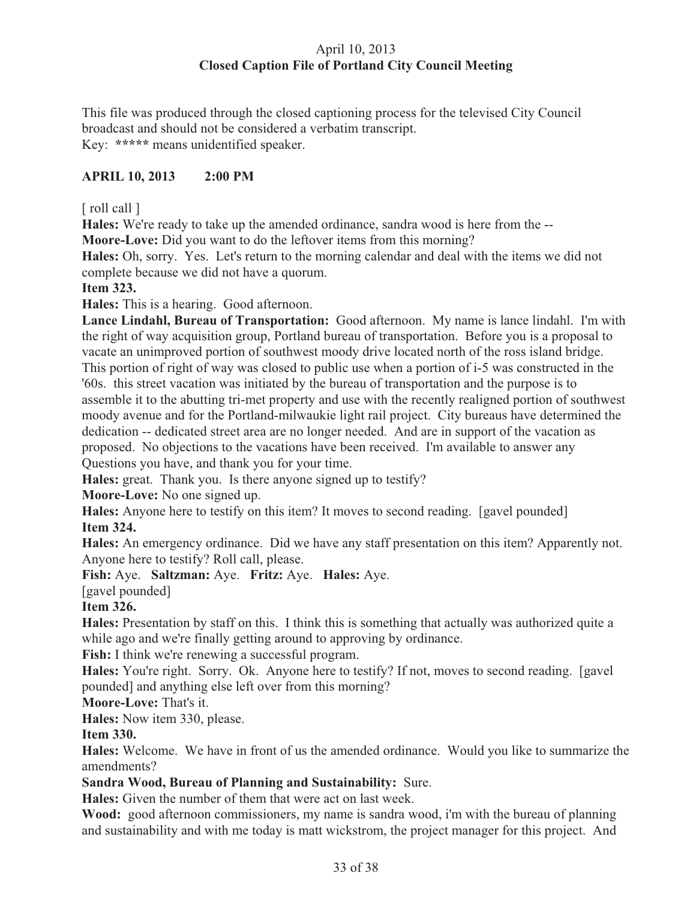April 10, 2013
**Closed Caption File of Portland City Council Meeting**

This file was produced through the closed captioning process for the televised City Council broadcast and should not be considered a verbatim transcript.
Key: **\*\*\*\*\*** means unidentified speaker.

**APRIL 10, 2013 2:00 PM**

[ roll call ]

**Hales:** We're ready to take up the amended ordinance, sandra wood is here from the --

**Moore-Love:** Did you want to do the leftover items from this morning?

**Hales:** Oh, sorry. Yes. Let's return to the morning calendar and deal with the items we did not complete because we did not have a quorum.

**Item 323.**

**Hales:** This is a hearing. Good afternoon.

**Lance Lindahl, Bureau of Transportation:** Good afternoon. My name is lance lindahl. I'm with the right of way acquisition group, Portland bureau of transportation. Before you is a proposal to vacate an unimproved portion of southwest moody drive located north of the ross island bridge. This portion of right of way was closed to public use when a portion of i-5 was constructed in the '60s. this street vacation was initiated by the bureau of transportation and the purpose is to assemble it to the abutting tri-met property and use with the recently realigned portion of southwest moody avenue and for the Portland-milwaukie light rail project. City bureaus have determined the dedication -- dedicated street area are no longer needed. And are in support of the vacation as proposed. No objections to the vacations have been received. I'm available to answer any Questions you have, and thank you for your time.

**Hales:** great. Thank you. Is there anyone signed up to testify?

**Moore-Love:** No one signed up.

**Hales:** Anyone here to testify on this item? It moves to second reading. [gavel pounded]

**Item 324.**

**Hales:** An emergency ordinance. Did we have any staff presentation on this item? Apparently not. Anyone here to testify? Roll call, please.

**Fish:** Aye. **Saltzman:** Aye. **Fritz:** Aye. **Hales:** Aye.

[gavel pounded]

**Item 326.**

**Hales:** Presentation by staff on this. I think this is something that actually was authorized quite a while ago and we're finally getting around to approving by ordinance.

**Fish:** I think we're renewing a successful program.

**Hales:** You're right. Sorry. Ok. Anyone here to testify? If not, moves to second reading. [gavel pounded] and anything else left over from this morning?

**Moore-Love:** That's it.

**Hales:** Now item 330, please.

**Item 330.**

**Hales:** Welcome. We have in front of us the amended ordinance. Would you like to summarize the amendments?

**Sandra Wood, Bureau of Planning and Sustainability:** Sure.

**Hales:** Given the number of them that were act on last week.

**Wood:** good afternoon commissioners, my name is sandra wood, i'm with the bureau of planning and sustainability and with me today is matt wickstrom, the project manager for this project. And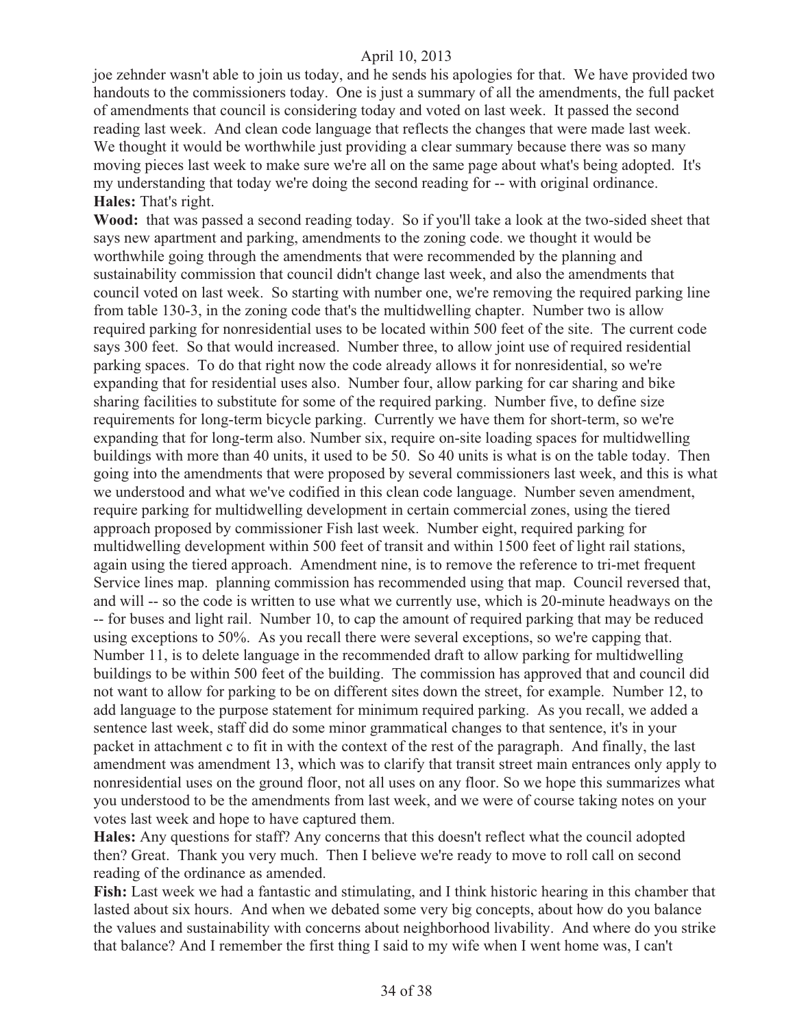joe zehnder wasn't able to join us today, and he sends his apologies for that. We have provided two handouts to the commissioners today. One is just a summary of all the amendments, the full packet of amendments that council is considering today and voted on last week. It passed the second reading last week. And clean code language that reflects the changes that were made last week. We thought it would be worthwhile just providing a clear summary because there was so many moving pieces last week to make sure we're all on the same page about what's being adopted. It's my understanding that today we're doing the second reading for -- with original ordinance.

**Hales:** That's right.

**Wood:** that was passed a second reading today. So if you'll take a look at the two-sided sheet that says new apartment and parking, amendments to the zoning code. we thought it would be worthwhile going through the amendments that were recommended by the planning and sustainability commission that council didn't change last week, and also the amendments that council voted on last week. So starting with number one, we're removing the required parking line from table 130-3, in the zoning code that's the multidwelling chapter. Number two is allow required parking for nonresidential uses to be located within 500 feet of the site. The current code says 300 feet. So that would increased. Number three, to allow joint use of required residential parking spaces. To do that right now the code already allows it for nonresidential, so we're expanding that for residential uses also. Number four, allow parking for car sharing and bike sharing facilities to substitute for some of the required parking. Number five, to define size requirements for long-term bicycle parking. Currently we have them for short-term, so we're expanding that for long-term also. Number six, require on-site loading spaces for multidwelling buildings with more than 40 units, it used to be 50. So 40 units is what is on the table today. Then going into the amendments that were proposed by several commissioners last week, and this is what we understood and what we've codified in this clean code language. Number seven amendment, require parking for multidwelling development in certain commercial zones, using the tiered approach proposed by commissioner Fish last week. Number eight, required parking for multidwelling development within 500 feet of transit and within 1500 feet of light rail stations, again using the tiered approach. Amendment nine, is to remove the reference to tri-met frequent Service lines map. planning commission has recommended using that map. Council reversed that, and will -- so the code is written to use what we currently use, which is 20-minute headways on the -- for buses and light rail. Number 10, to cap the amount of required parking that may be reduced using exceptions to 50%. As you recall there were several exceptions, so we're capping that. Number 11, is to delete language in the recommended draft to allow parking for multidwelling buildings to be within 500 feet of the building. The commission has approved that and council did not want to allow for parking to be on different sites down the street, for example. Number 12, to add language to the purpose statement for minimum required parking. As you recall, we added a sentence last week, staff did do some minor grammatical changes to that sentence, it's in your packet in attachment c to fit in with the context of the rest of the paragraph. And finally, the last amendment was amendment 13, which was to clarify that transit street main entrances only apply to nonresidential uses on the ground floor, not all uses on any floor. So we hope this summarizes what you understood to be the amendments from last week, and we were of course taking notes on your votes last week and hope to have captured them.

**Hales:** Any questions for staff? Any concerns that this doesn't reflect what the council adopted then? Great. Thank you very much. Then I believe we're ready to move to roll call on second reading of the ordinance as amended.

**Fish:** Last week we had a fantastic and stimulating, and I think historic hearing in this chamber that lasted about six hours. And when we debated some very big concepts, about how do you balance the values and sustainability with concerns about neighborhood livability. And where do you strike that balance? And I remember the first thing I said to my wife when I went home was, I can't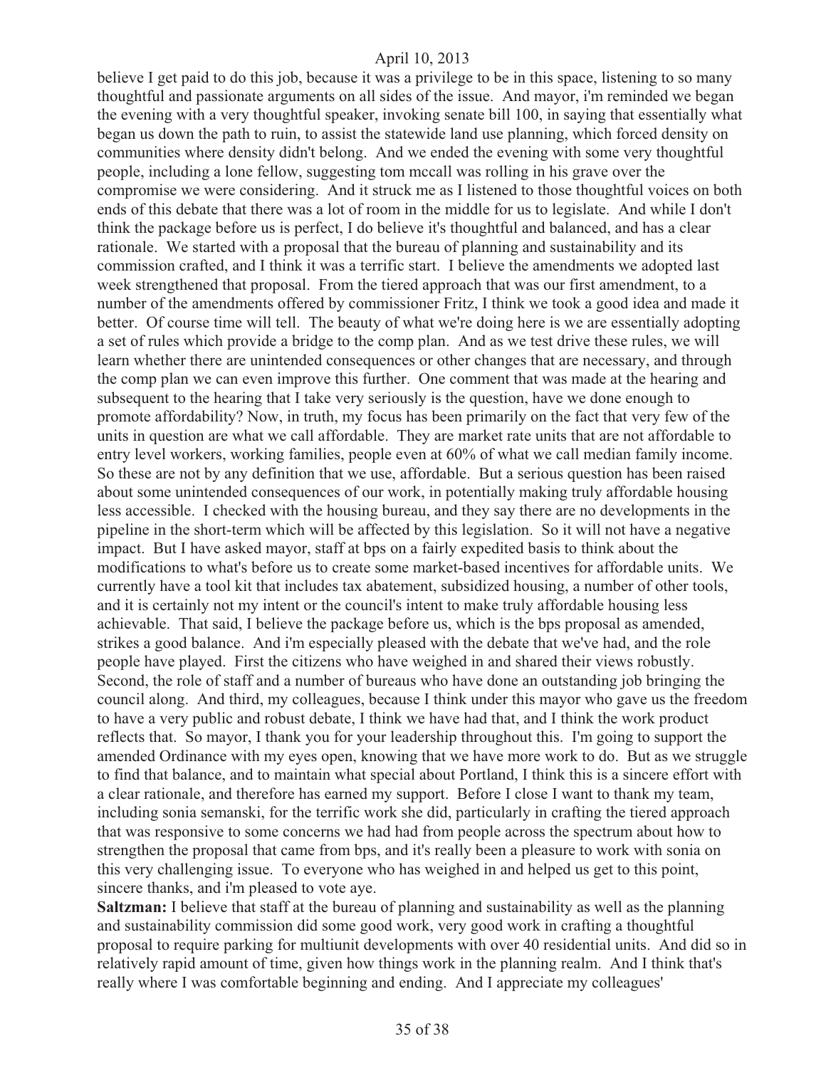believe I get paid to do this job, because it was a privilege to be in this space, listening to so many thoughtful and passionate arguments on all sides of the issue. And mayor, i'm reminded we began the evening with a very thoughtful speaker, invoking senate bill 100, in saying that essentially what began us down the path to ruin, to assist the statewide land use planning, which forced density on communities where density didn't belong. And we ended the evening with some very thoughtful people, including a lone fellow, suggesting tom mccall was rolling in his grave over the compromise we were considering. And it struck me as I listened to those thoughtful voices on both ends of this debate that there was a lot of room in the middle for us to legislate. And while I don't think the package before us is perfect, I do believe it's thoughtful and balanced, and has a clear rationale. We started with a proposal that the bureau of planning and sustainability and its commission crafted, and I think it was a terrific start. I believe the amendments we adopted last week strengthened that proposal. From the tiered approach that was our first amendment, to a number of the amendments offered by commissioner Fritz, I think we took a good idea and made it better. Of course time will tell. The beauty of what we're doing here is we are essentially adopting a set of rules which provide a bridge to the comp plan. And as we test drive these rules, we will learn whether there are unintended consequences or other changes that are necessary, and through the comp plan we can even improve this further. One comment that was made at the hearing and subsequent to the hearing that I take very seriously is the question, have we done enough to promote affordability? Now, in truth, my focus has been primarily on the fact that very few of the units in question are what we call affordable. They are market rate units that are not affordable to entry level workers, working families, people even at 60% of what we call median family income. So these are not by any definition that we use, affordable. But a serious question has been raised about some unintended consequences of our work, in potentially making truly affordable housing less accessible. I checked with the housing bureau, and they say there are no developments in the pipeline in the short-term which will be affected by this legislation. So it will not have a negative impact. But I have asked mayor, staff at bps on a fairly expedited basis to think about the modifications to what's before us to create some market-based incentives for affordable units. We currently have a tool kit that includes tax abatement, subsidized housing, a number of other tools, and it is certainly not my intent or the council's intent to make truly affordable housing less achievable. That said, I believe the package before us, which is the bps proposal as amended, strikes a good balance. And i'm especially pleased with the debate that we've had, and the role people have played. First the citizens who have weighed in and shared their views robustly. Second, the role of staff and a number of bureaus who have done an outstanding job bringing the council along. And third, my colleagues, because I think under this mayor who gave us the freedom to have a very public and robust debate, I think we have had that, and I think the work product reflects that. So mayor, I thank you for your leadership throughout this. I'm going to support the amended Ordinance with my eyes open, knowing that we have more work to do. But as we struggle to find that balance, and to maintain what special about Portland, I think this is a sincere effort with a clear rationale, and therefore has earned my support. Before I close I want to thank my team, including sonia semanski, for the terrific work she did, particularly in crafting the tiered approach that was responsive to some concerns we had had from people across the spectrum about how to strengthen the proposal that came from bps, and it's really been a pleasure to work with sonia on this very challenging issue. To everyone who has weighed in and helped us get to this point, sincere thanks, and i'm pleased to vote aye.

**Saltzman:** I believe that staff at the bureau of planning and sustainability as well as the planning and sustainability commission did some good work, very good work in crafting a thoughtful proposal to require parking for multiunit developments with over 40 residential units. And did so in relatively rapid amount of time, given how things work in the planning realm. And I think that's really where I was comfortable beginning and ending. And I appreciate my colleagues'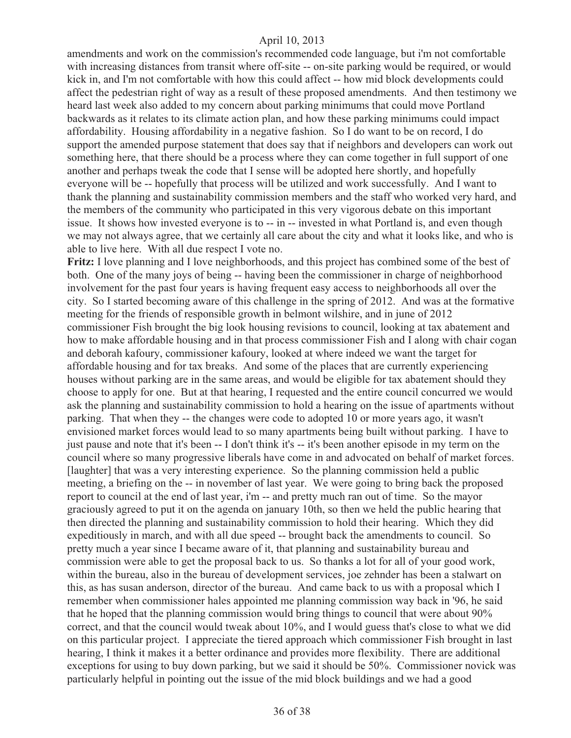amendments and work on the commission's recommended code language, but i'm not comfortable with increasing distances from transit where off-site -- on-site parking would be required, or would kick in, and I'm not comfortable with how this could affect -- how mid block developments could affect the pedestrian right of way as a result of these proposed amendments. And then testimony we heard last week also added to my concern about parking minimums that could move Portland backwards as it relates to its climate action plan, and how these parking minimums could impact affordability. Housing affordability in a negative fashion. So I do want to be on record, I do support the amended purpose statement that does say that if neighbors and developers can work out something here, that there should be a process where they can come together in full support of one another and perhaps tweak the code that I sense will be adopted here shortly, and hopefully everyone will be -- hopefully that process will be utilized and work successfully. And I want to thank the planning and sustainability commission members and the staff who worked very hard, and the members of the community who participated in this very vigorous debate on this important issue. It shows how invested everyone is to -- in -- invested in what Portland is, and even though we may not always agree, that we certainly all care about the city and what it looks like, and who is able to live here. With all due respect I vote no.

**Fritz:** I love planning and I love neighborhoods, and this project has combined some of the best of both. One of the many joys of being -- having been the commissioner in charge of neighborhood involvement for the past four years is having frequent easy access to neighborhoods all over the city. So I started becoming aware of this challenge in the spring of 2012. And was at the formative meeting for the friends of responsible growth in belmont wilshire, and in june of 2012 commissioner Fish brought the big look housing revisions to council, looking at tax abatement and how to make affordable housing and in that process commissioner Fish and I along with chair cogan and deborah kafoury, commissioner kafoury, looked at where indeed we want the target for affordable housing and for tax breaks. And some of the places that are currently experiencing houses without parking are in the same areas, and would be eligible for tax abatement should they choose to apply for one. But at that hearing, I requested and the entire council concurred we would ask the planning and sustainability commission to hold a hearing on the issue of apartments without parking. That when they -- the changes were code to adopted 10 or more years ago, it wasn't envisioned market forces would lead to so many apartments being built without parking. I have to just pause and note that it's been -- I don't think it's -- it's been another episode in my term on the council where so many progressive liberals have come in and advocated on behalf of market forces. [laughter] that was a very interesting experience. So the planning commission held a public meeting, a briefing on the -- in november of last year. We were going to bring back the proposed report to council at the end of last year, i'm -- and pretty much ran out of time. So the mayor graciously agreed to put it on the agenda on january 10th, so then we held the public hearing that then directed the planning and sustainability commission to hold their hearing. Which they did expeditiously in march, and with all due speed -- brought back the amendments to council. So pretty much a year since I became aware of it, that planning and sustainability bureau and commission were able to get the proposal back to us. So thanks a lot for all of your good work, within the bureau, also in the bureau of development services, joe zehnder has been a stalwart on this, as has susan anderson, director of the bureau. And came back to us with a proposal which I remember when commissioner hales appointed me planning commission way back in '96, he said that he hoped that the planning commission would bring things to council that were about 90% correct, and that the council would tweak about 10%, and I would guess that's close to what we did on this particular project. I appreciate the tiered approach which commissioner Fish brought in last hearing, I think it makes it a better ordinance and provides more flexibility. There are additional exceptions for using to buy down parking, but we said it should be 50%. Commissioner novick was particularly helpful in pointing out the issue of the mid block buildings and we had a good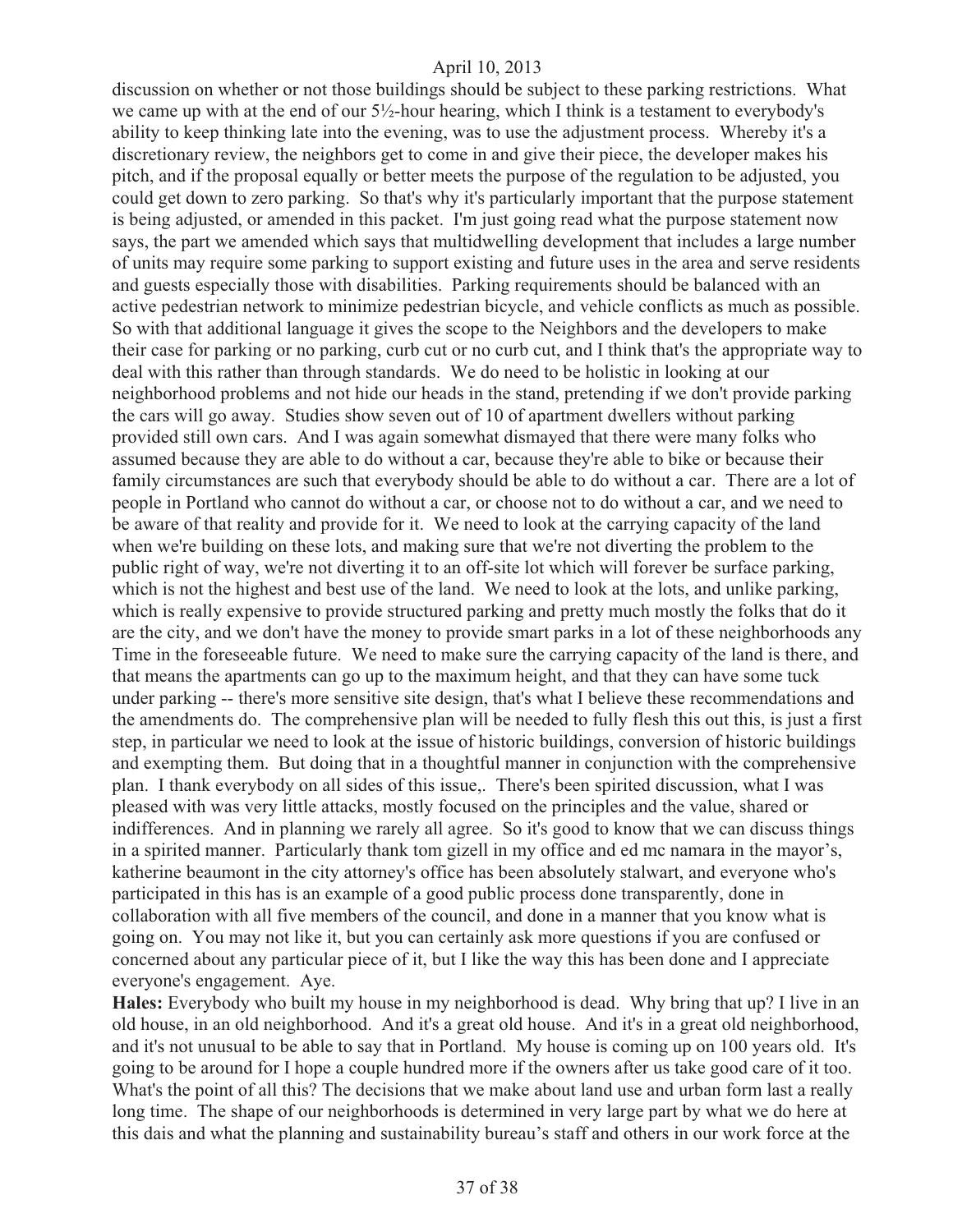discussion on whether or not those buildings should be subject to these parking restrictions. What we came up with at the end of our 5½-hour hearing, which I think is a testament to everybody's ability to keep thinking late into the evening, was to use the adjustment process. Whereby it's a discretionary review, the neighbors get to come in and give their piece, the developer makes his pitch, and if the proposal equally or better meets the purpose of the regulation to be adjusted, you could get down to zero parking. So that's why it's particularly important that the purpose statement is being adjusted, or amended in this packet. I'm just going read what the purpose statement now says, the part we amended which says that multidwelling development that includes a large number of units may require some parking to support existing and future uses in the area and serve residents and guests especially those with disabilities. Parking requirements should be balanced with an active pedestrian network to minimize pedestrian bicycle, and vehicle conflicts as much as possible. So with that additional language it gives the scope to the Neighbors and the developers to make their case for parking or no parking, curb cut or no curb cut, and I think that's the appropriate way to deal with this rather than through standards. We do need to be holistic in looking at our neighborhood problems and not hide our heads in the stand, pretending if we don't provide parking the cars will go away. Studies show seven out of 10 of apartment dwellers without parking provided still own cars. And I was again somewhat dismayed that there were many folks who assumed because they are able to do without a car, because they're able to bike or because their family circumstances are such that everybody should be able to do without a car. There are a lot of people in Portland who cannot do without a car, or choose not to do without a car, and we need to be aware of that reality and provide for it. We need to look at the carrying capacity of the land when we're building on these lots, and making sure that we're not diverting the problem to the public right of way, we're not diverting it to an off-site lot which will forever be surface parking, which is not the highest and best use of the land. We need to look at the lots, and unlike parking, which is really expensive to provide structured parking and pretty much mostly the folks that do it are the city, and we don't have the money to provide smart parks in a lot of these neighborhoods any Time in the foreseeable future. We need to make sure the carrying capacity of the land is there, and that means the apartments can go up to the maximum height, and that they can have some tuck under parking -- there's more sensitive site design, that's what I believe these recommendations and the amendments do. The comprehensive plan will be needed to fully flesh this out this, is just a first step, in particular we need to look at the issue of historic buildings, conversion of historic buildings and exempting them. But doing that in a thoughtful manner in conjunction with the comprehensive plan. I thank everybody on all sides of this issue,. There's been spirited discussion, what I was pleased with was very little attacks, mostly focused on the principles and the value, shared or indifferences. And in planning we rarely all agree. So it's good to know that we can discuss things in a spirited manner. Particularly thank tom gizell in my office and ed mc namara in the mayor's, katherine beaumont in the city attorney's office has been absolutely stalwart, and everyone who's participated in this has is an example of a good public process done transparently, done in collaboration with all five members of the council, and done in a manner that you know what is going on. You may not like it, but you can certainly ask more questions if you are confused or concerned about any particular piece of it, but I like the way this has been done and I appreciate everyone's engagement. Aye.

**Hales:** Everybody who built my house in my neighborhood is dead. Why bring that up? I live in an old house, in an old neighborhood. And it's a great old house. And it's in a great old neighborhood, and it's not unusual to be able to say that in Portland. My house is coming up on 100 years old. It's going to be around for I hope a couple hundred more if the owners after us take good care of it too. What's the point of all this? The decisions that we make about land use and urban form last a really long time. The shape of our neighborhoods is determined in very large part by what we do here at this dais and what the planning and sustainability bureau's staff and others in our work force at the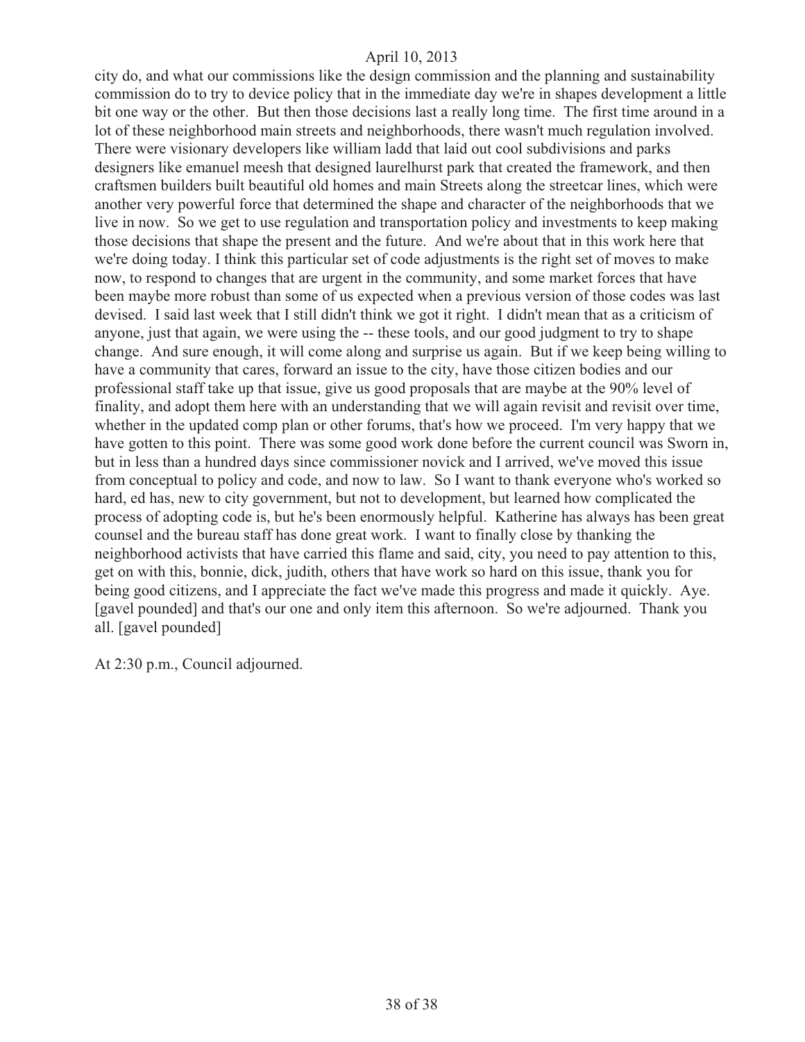city do, and what our commissions like the design commission and the planning and sustainability commission do to try to device policy that in the immediate day we're in shapes development a little bit one way or the other. But then those decisions last a really long time. The first time around in a lot of these neighborhood main streets and neighborhoods, there wasn't much regulation involved. There were visionary developers like william ladd that laid out cool subdivisions and parks designers like emanuel meesh that designed laurelhurst park that created the framework, and then craftsmen builders built beautiful old homes and main Streets along the streetcar lines, which were another very powerful force that determined the shape and character of the neighborhoods that we live in now. So we get to use regulation and transportation policy and investments to keep making those decisions that shape the present and the future. And we're about that in this work here that we're doing today. I think this particular set of code adjustments is the right set of moves to make now, to respond to changes that are urgent in the community, and some market forces that have been maybe more robust than some of us expected when a previous version of those codes was last devised. I said last week that I still didn't think we got it right. I didn't mean that as a criticism of anyone, just that again, we were using the -- these tools, and our good judgment to try to shape change. And sure enough, it will come along and surprise us again. But if we keep being willing to have a community that cares, forward an issue to the city, have those citizen bodies and our professional staff take up that issue, give us good proposals that are maybe at the 90% level of finality, and adopt them here with an understanding that we will again revisit and revisit over time, whether in the updated comp plan or other forums, that's how we proceed. I'm very happy that we have gotten to this point. There was some good work done before the current council was Sworn in, but in less than a hundred days since commissioner novick and I arrived, we've moved this issue from conceptual to policy and code, and now to law. So I want to thank everyone who's worked so hard, ed has, new to city government, but not to development, but learned how complicated the process of adopting code is, but he's been enormously helpful. Katherine has always has been great counsel and the bureau staff has done great work. I want to finally close by thanking the neighborhood activists that have carried this flame and said, city, you need to pay attention to this, get on with this, bonnie, dick, judith, others that have work so hard on this issue, thank you for being good citizens, and I appreciate the fact we've made this progress and made it quickly. Aye. [gavel pounded] and that's our one and only item this afternoon. So we're adjourned. Thank you all. [gavel pounded]

At 2:30 p.m., Council adjourned.